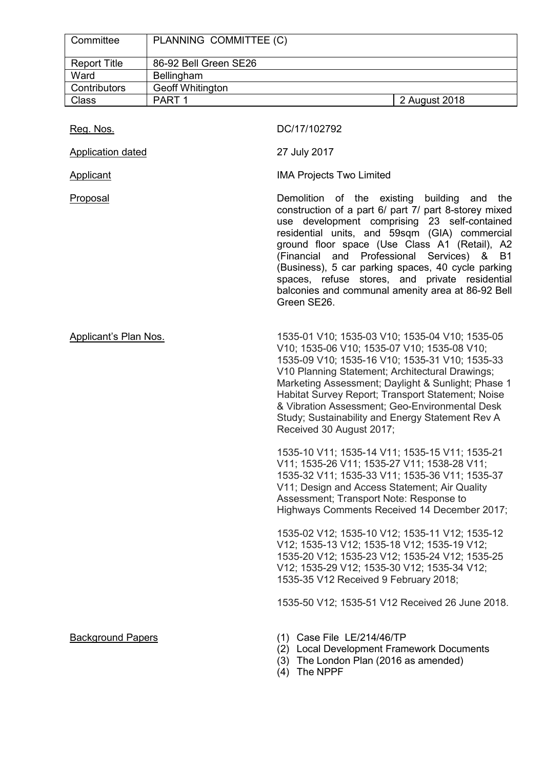| Committee | PLANNING COMMITTEE (C) | |
|---|---|---|
| Report Title | 86-92 Bell Green SE26 | |
| Ward | Bellingham | |
| Contributors | Geoff Whitington | |
| Class | PART 1 | 2 August 2018 |

<u>Reg. Nos.</u> DC/17/102792

<u>Application dated</u> 27 July 2017

<u>Applicant</u> IMA Projects Two Limited

<u>Proposal</u> Demolition of the existing building and the construction of a part 6/ part 7/ part 8-storey mixed use development comprising 23 self-contained residential units, and 59sqm (GIA) commercial ground floor space (Use Class A1 (Retail), A2 (Financial and Professional Services) & B1 (Business), 5 car parking spaces, 40 cycle parking spaces, refuse stores, and private residential balconies and communal amenity area at 86-92 Bell Green SE26.

<u>Applicant's Plan Nos.</u> 1535-01 V10; 1535-03 V10; 1535-04 V10; 1535-05 V10; 1535-06 V10; 1535-07 V10; 1535-08 V10; 1535-09 V10; 1535-16 V10; 1535-31 V10; 1535-33 V10 Planning Statement; Architectural Drawings; Marketing Assessment; Daylight & Sunlight; Phase 1 Habitat Survey Report; Transport Statement; Noise & Vibration Assessment; Geo-Environmental Desk Study; Sustainability and Energy Statement Rev A Received 30 August 2017;

1535-10 V11; 1535-14 V11; 1535-15 V11; 1535-21 V11; 1535-26 V11; 1535-27 V11; 1538-28 V11; 1535-32 V11; 1535-33 V11; 1535-36 V11; 1535-37 V11; Design and Access Statement; Air Quality Assessment; Transport Note: Response to Highways Comments Received 14 December 2017;

1535-02 V12; 1535-10 V12; 1535-11 V12; 1535-12 V12; 1535-13 V12; 1535-18 V12; 1535-19 V12; 1535-20 V12; 1535-23 V12; 1535-24 V12; 1535-25 V12; 1535-29 V12; 1535-30 V12; 1535-34 V12; 1535-35 V12 Received 9 February 2018;

1535-50 V12; 1535-51 V12 Received 26 June 2018.

<u>Background Papers</u>

(1) Case File LE/214/46/TP
(2) Local Development Framework Documents
(3) The London Plan (2016 as amended)
(4) The NPPF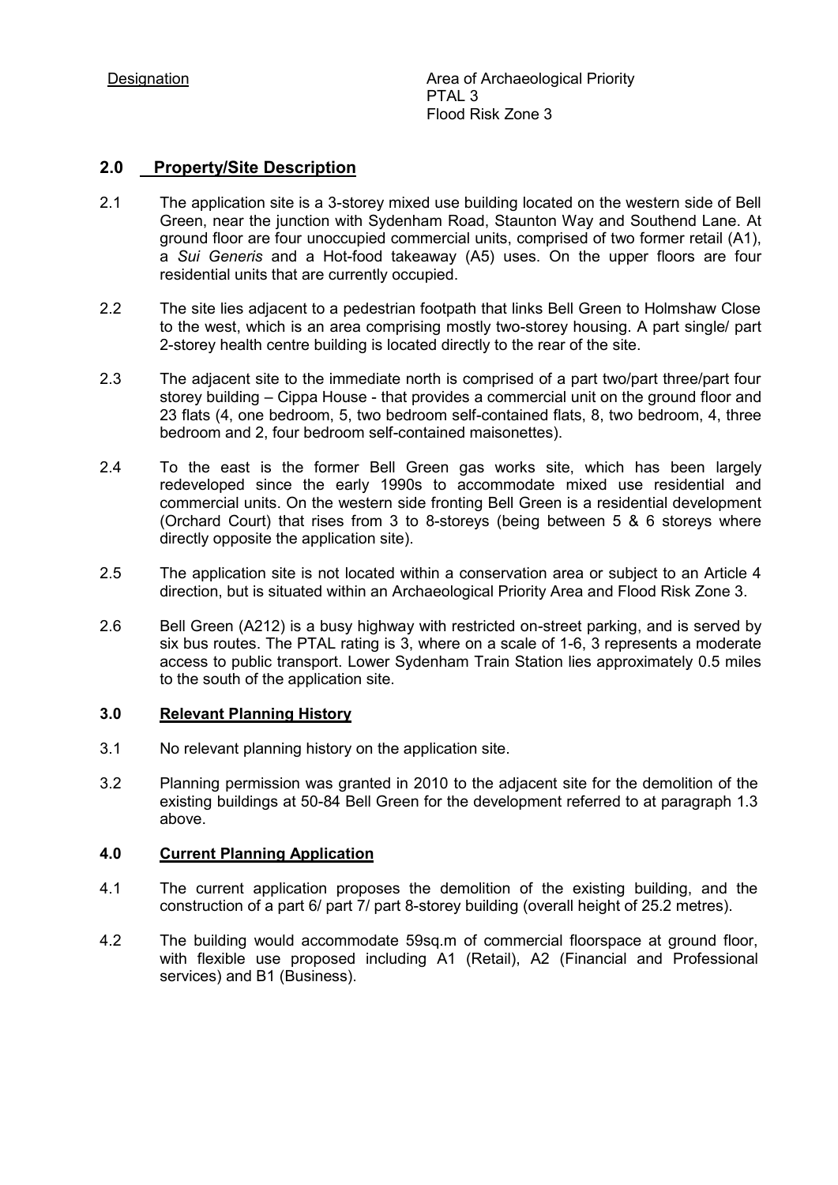Designation | Area of Archaeological Priority
PTAL 3
Flood Risk Zone 3

## 2.0 Property/Site Description

2.1 The application site is a 3-storey mixed use building located on the western side of Bell Green, near the junction with Sydenham Road, Staunton Way and Southend Lane. At ground floor are four unoccupied commercial units, comprised of two former retail (A1), a *Sui Generis* and a Hot-food takeaway (A5) uses. On the upper floors are four residential units that are currently occupied.

2.2 The site lies adjacent to a pedestrian footpath that links Bell Green to Holmshaw Close to the west, which is an area comprising mostly two-storey housing. A part single/ part 2-storey health centre building is located directly to the rear of the site.

2.3 The adjacent site to the immediate north is comprised of a part two/part three/part four storey building – Cippa House - that provides a commercial unit on the ground floor and 23 flats (4, one bedroom, 5, two bedroom self-contained flats, 8, two bedroom, 4, three bedroom and 2, four bedroom self-contained maisonettes).

2.4 To the east is the former Bell Green gas works site, which has been largely redeveloped since the early 1990s to accommodate mixed use residential and commercial units. On the western side fronting Bell Green is a residential development (Orchard Court) that rises from 3 to 8-storeys (being between 5 & 6 storeys where directly opposite the application site).

2.5 The application site is not located within a conservation area or subject to an Article 4 direction, but is situated within an Archaeological Priority Area and Flood Risk Zone 3.

2.6 Bell Green (A212) is a busy highway with restricted on-street parking, and is served by six bus routes. The PTAL rating is 3, where on a scale of 1-6, 3 represents a moderate access to public transport. Lower Sydenham Train Station lies approximately 0.5 miles to the south of the application site.

## 3.0 Relevant Planning History

3.1 No relevant planning history on the application site.

3.2 Planning permission was granted in 2010 to the adjacent site for the demolition of the existing buildings at 50-84 Bell Green for the development referred to at paragraph 1.3 above.

## 4.0 Current Planning Application

4.1 The current application proposes the demolition of the existing building, and the construction of a part 6/ part 7/ part 8-storey building (overall height of 25.2 metres).

4.2 The building would accommodate 59sq.m of commercial floorspace at ground floor, with flexible use proposed including A1 (Retail), A2 (Financial and Professional services) and B1 (Business).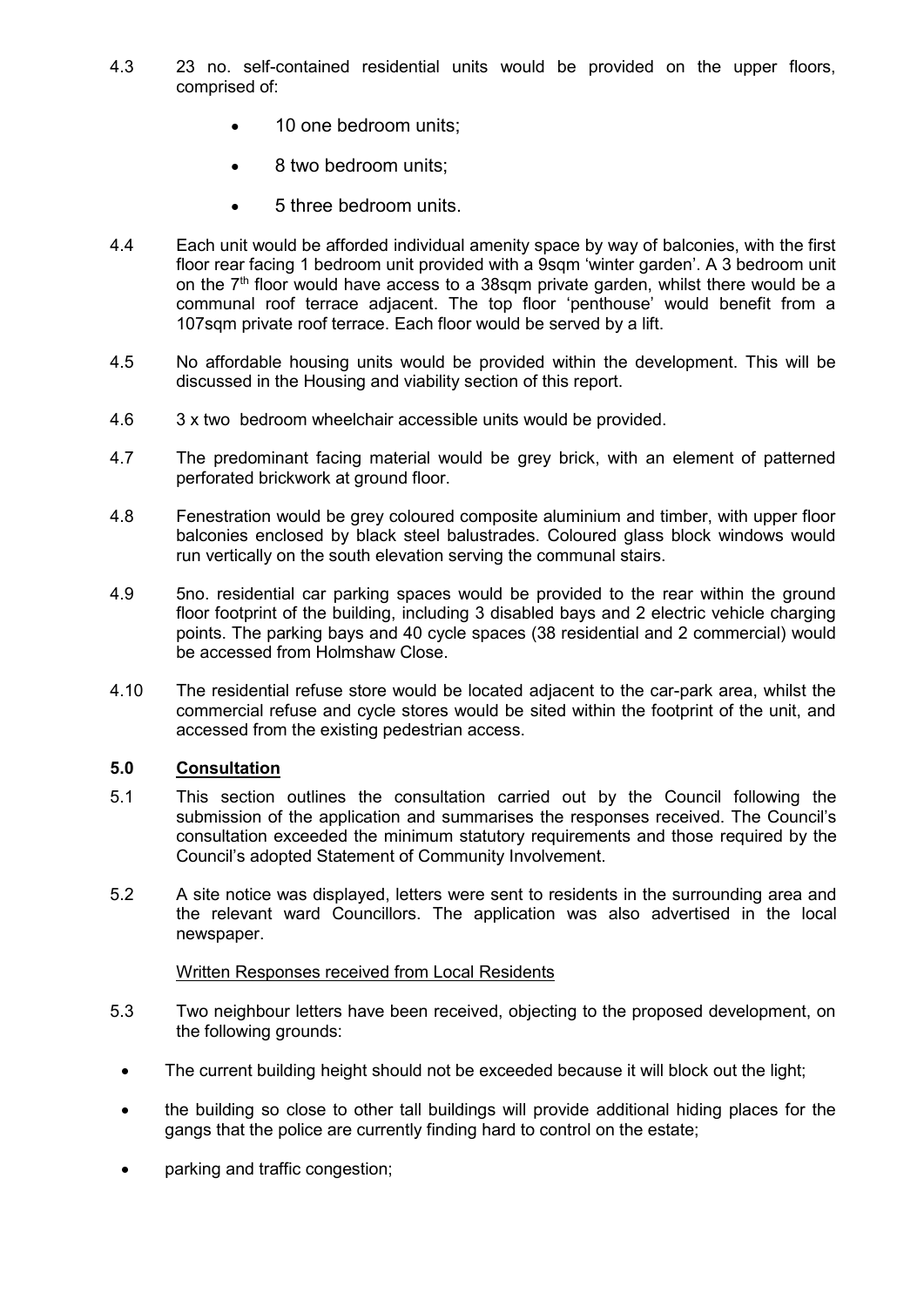4.3 23 no. self-contained residential units would be provided on the upper floors, comprised of:

- 10 one bedroom units;
- 8 two bedroom units;
- 5 three bedroom units.

4.4 Each unit would be afforded individual amenity space by way of balconies, with the first floor rear facing 1 bedroom unit provided with a 9sqm 'winter garden'. A 3 bedroom unit on the 7th floor would have access to a 38sqm private garden, whilst there would be a communal roof terrace adjacent. The top floor 'penthouse' would benefit from a 107sqm private roof terrace. Each floor would be served by a lift.

4.5 No affordable housing units would be provided within the development. This will be discussed in the Housing and viability section of this report.

4.6 3 x two bedroom wheelchair accessible units would be provided.

4.7 The predominant facing material would be grey brick, with an element of patterned perforated brickwork at ground floor.

4.8 Fenestration would be grey coloured composite aluminium and timber, with upper floor balconies enclosed by black steel balustrades. Coloured glass block windows would run vertically on the south elevation serving the communal stairs.

4.9 5no. residential car parking spaces would be provided to the rear within the ground floor footprint of the building, including 3 disabled bays and 2 electric vehicle charging points. The parking bays and 40 cycle spaces (38 residential and 2 commercial) would be accessed from Holmshaw Close.

4.10 The residential refuse store would be located adjacent to the car-park area, whilst the commercial refuse and cycle stores would be sited within the footprint of the unit, and accessed from the existing pedestrian access.

## 5.0 Consultation

5.1 This section outlines the consultation carried out by the Council following the submission of the application and summarises the responses received. The Council's consultation exceeded the minimum statutory requirements and those required by the Council's adopted Statement of Community Involvement.

5.2 A site notice was displayed, letters were sent to residents in the surrounding area and the relevant ward Councillors. The application was also advertised in the local newspaper.

Written Responses received from Local Residents

5.3 Two neighbour letters have been received, objecting to the proposed development, on the following grounds:

- The current building height should not be exceeded because it will block out the light;
- the building so close to other tall buildings will provide additional hiding places for the gangs that the police are currently finding hard to control on the estate;
- parking and traffic congestion;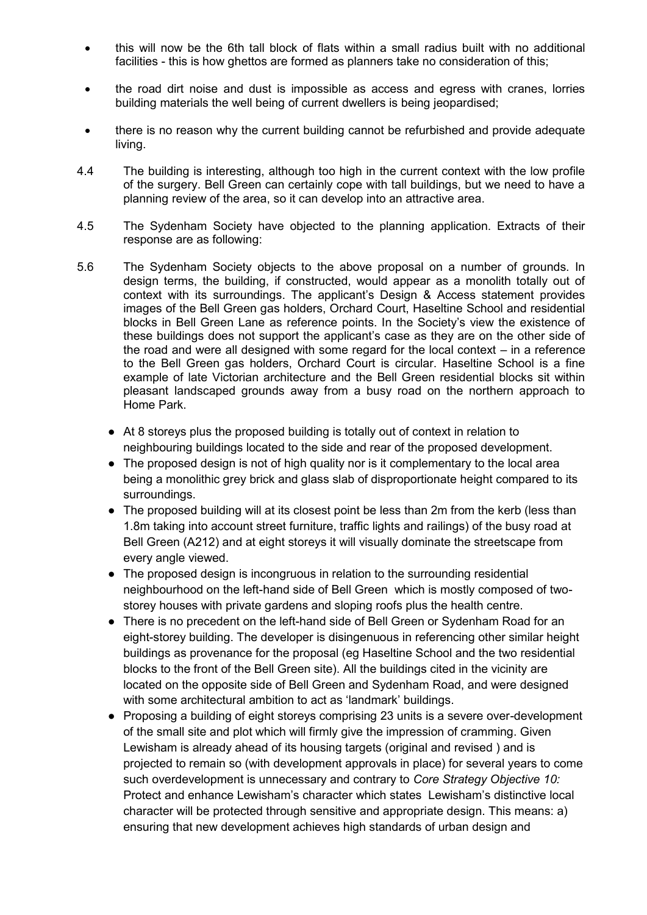- this will now be the 6th tall block of flats within a small radius built with no additional facilities - this is how ghettos are formed as planners take no consideration of this;
- the road dirt noise and dust is impossible as access and egress with cranes, lorries building materials the well being of current dwellers is being jeopardised;
- there is no reason why the current building cannot be refurbished and provide adequate living.

4.4 The building is interesting, although too high in the current context with the low profile of the surgery. Bell Green can certainly cope with tall buildings, but we need to have a planning review of the area, so it can develop into an attractive area.

4.5 The Sydenham Society have objected to the planning application. Extracts of their response are as following:

5.6 The Sydenham Society objects to the above proposal on a number of grounds. In design terms, the building, if constructed, would appear as a monolith totally out of context with its surroundings. The applicant's Design & Access statement provides images of the Bell Green gas holders, Orchard Court, Haseltine School and residential blocks in Bell Green Lane as reference points. In the Society's view the existence of these buildings does not support the applicant's case as they are on the other side of the road and were all designed with some regard for the local context – in a reference to the Bell Green gas holders, Orchard Court is circular. Haseltine School is a fine example of late Victorian architecture and the Bell Green residential blocks sit within pleasant landscaped grounds away from a busy road on the northern approach to Home Park.

- At 8 storeys plus the proposed building is totally out of context in relation to neighbouring buildings located to the side and rear of the proposed development.
- The proposed design is not of high quality nor is it complementary to the local area being a monolithic grey brick and glass slab of disproportionate height compared to its surroundings.
- The proposed building will at its closest point be less than 2m from the kerb (less than 1.8m taking into account street furniture, traffic lights and railings) of the busy road at Bell Green (A212) and at eight storeys it will visually dominate the streetscape from every angle viewed.
- The proposed design is incongruous in relation to the surrounding residential neighbourhood on the left-hand side of Bell Green which is mostly composed of two-storey houses with private gardens and sloping roofs plus the health centre.
- There is no precedent on the left-hand side of Bell Green or Sydenham Road for an eight-storey building. The developer is disingenuous in referencing other similar height buildings as provenance for the proposal (eg Haseltine School and the two residential blocks to the front of the Bell Green site). All the buildings cited in the vicinity are located on the opposite side of Bell Green and Sydenham Road, and were designed with some architectural ambition to act as 'landmark' buildings.
- Proposing a building of eight storeys comprising 23 units is a severe over-development of the small site and plot which will firmly give the impression of cramming. Given Lewisham is already ahead of its housing targets (original and revised ) and is projected to remain so (with development approvals in place) for several years to come such overdevelopment is unnecessary and contrary to *Core Strategy Objective 10:* Protect and enhance Lewisham's character which states Lewisham's distinctive local character will be protected through sensitive and appropriate design. This means: a) ensuring that new development achieves high standards of urban design and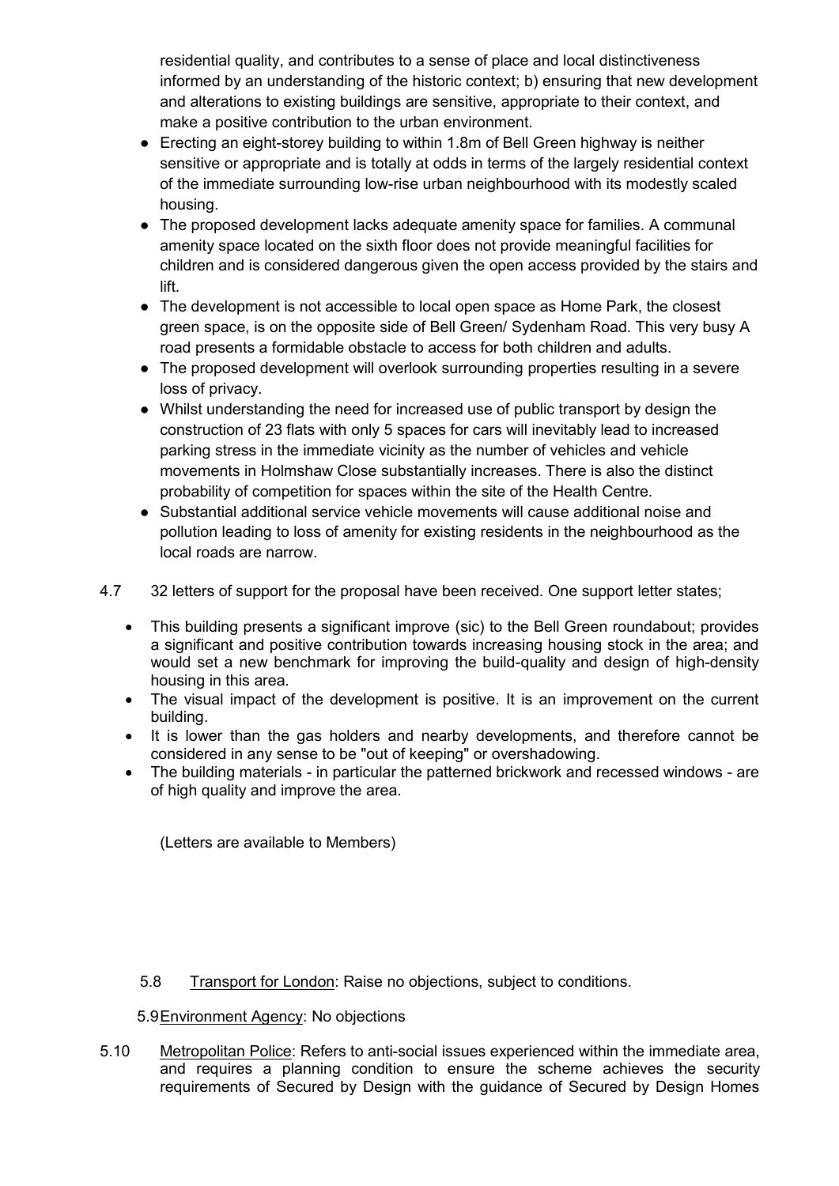residential quality, and contributes to a sense of place and local distinctiveness informed by an understanding of the historic context; b) ensuring that new development and alterations to existing buildings are sensitive, appropriate to their context, and make a positive contribution to the urban environment.

- Erecting an eight-storey building to within 1.8m of Bell Green highway is neither sensitive or appropriate and is totally at odds in terms of the largely residential context of the immediate surrounding low-rise urban neighbourhood with its modestly scaled housing.
- The proposed development lacks adequate amenity space for families. A communal amenity space located on the sixth floor does not provide meaningful facilities for children and is considered dangerous given the open access provided by the stairs and lift.
- The development is not accessible to local open space as Home Park, the closest green space, is on the opposite side of Bell Green/ Sydenham Road. This very busy A road presents a formidable obstacle to access for both children and adults.
- The proposed development will overlook surrounding properties resulting in a severe loss of privacy.
- Whilst understanding the need for increased use of public transport by design the construction of 23 flats with only 5 spaces for cars will inevitably lead to increased parking stress in the immediate vicinity as the number of vehicles and vehicle movements in Holmshaw Close substantially increases. There is also the distinct probability of competition for spaces within the site of the Health Centre.
- Substantial additional service vehicle movements will cause additional noise and pollution leading to loss of amenity for existing residents in the neighbourhood as the local roads are narrow.

4.7 32 letters of support for the proposal have been received. One support letter states;

- This building presents a significant improve (sic) to the Bell Green roundabout; provides a significant and positive contribution towards increasing housing stock in the area; and would set a new benchmark for improving the build-quality and design of high-density housing in this area.
- The visual impact of the development is positive. It is an improvement on the current building.
- It is lower than the gas holders and nearby developments, and therefore cannot be considered in any sense to be "out of keeping" or overshadowing.
- The building materials - in particular the patterned brickwork and recessed windows - are of high quality and improve the area.

(Letters are available to Members)

5.8 Transport for London: Raise no objections, subject to conditions.

5.9 Environment Agency: No objections

5.10 Metropolitan Police: Refers to anti-social issues experienced within the immediate area, and requires a planning condition to ensure the scheme achieves the security requirements of Secured by Design with the guidance of Secured by Design Homes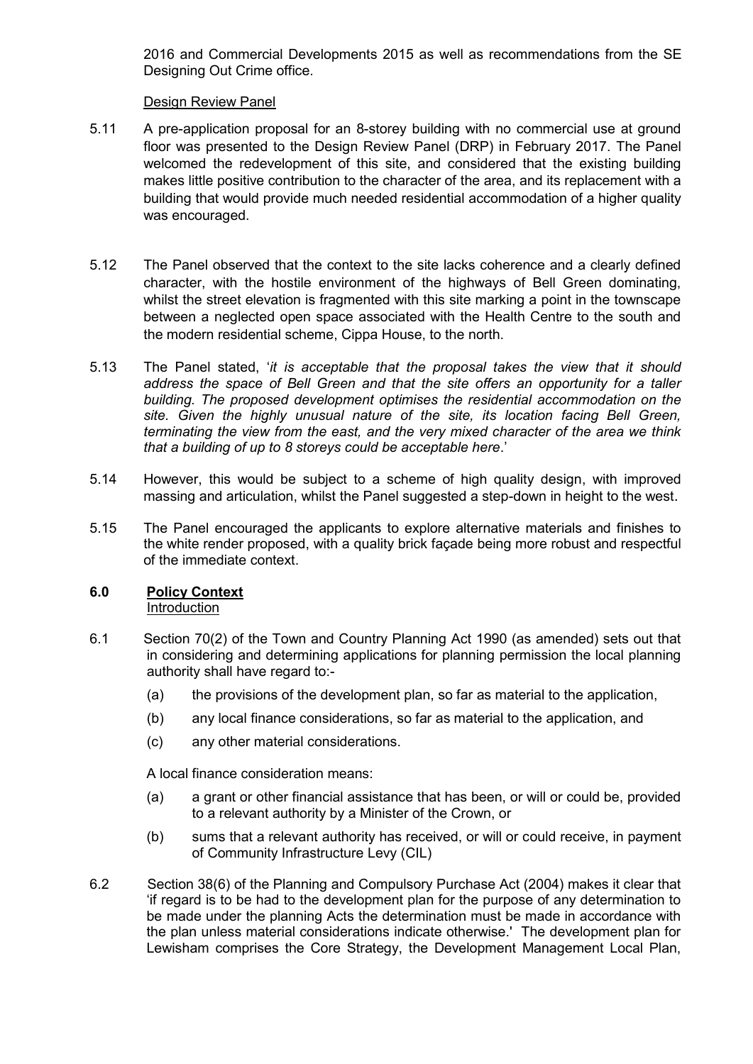2016 and Commercial Developments 2015 as well as recommendations from the SE Designing Out Crime office.

Design Review Panel

5.11 A pre-application proposal for an 8-storey building with no commercial use at ground floor was presented to the Design Review Panel (DRP) in February 2017. The Panel welcomed the redevelopment of this site, and considered that the existing building makes little positive contribution to the character of the area, and its replacement with a building that would provide much needed residential accommodation of a higher quality was encouraged.

5.12 The Panel observed that the context to the site lacks coherence and a clearly defined character, with the hostile environment of the highways of Bell Green dominating, whilst the street elevation is fragmented with this site marking a point in the townscape between a neglected open space associated with the Health Centre to the south and the modern residential scheme, Cippa House, to the north.

5.13 The Panel stated, '*it is acceptable that the proposal takes the view that it should address the space of Bell Green and that the site offers an opportunity for a taller building. The proposed development optimises the residential accommodation on the site. Given the highly unusual nature of the site, its location facing Bell Green, terminating the view from the east, and the very mixed character of the area we think that a building of up to 8 storeys could be acceptable here*.'

5.14 However, this would be subject to a scheme of high quality design, with improved massing and articulation, whilst the Panel suggested a step-down in height to the west.

5.15 The Panel encouraged the applicants to explore alternative materials and finishes to the white render proposed, with a quality brick façade being more robust and respectful of the immediate context.

## 6.0 Policy Context

Introduction

6.1 Section 70(2) of the Town and Country Planning Act 1990 (as amended) sets out that in considering and determining applications for planning permission the local planning authority shall have regard to:-

(a) the provisions of the development plan, so far as material to the application,

(b) any local finance considerations, so far as material to the application, and

(c) any other material considerations.

A local finance consideration means:

(a) a grant or other financial assistance that has been, or will or could be, provided to a relevant authority by a Minister of the Crown, or

(b) sums that a relevant authority has received, or will or could receive, in payment of Community Infrastructure Levy (CIL)

6.2 Section 38(6) of the Planning and Compulsory Purchase Act (2004) makes it clear that 'if regard is to be had to the development plan for the purpose of any determination to be made under the planning Acts the determination must be made in accordance with the plan unless material considerations indicate otherwise.' The development plan for Lewisham comprises the Core Strategy, the Development Management Local Plan,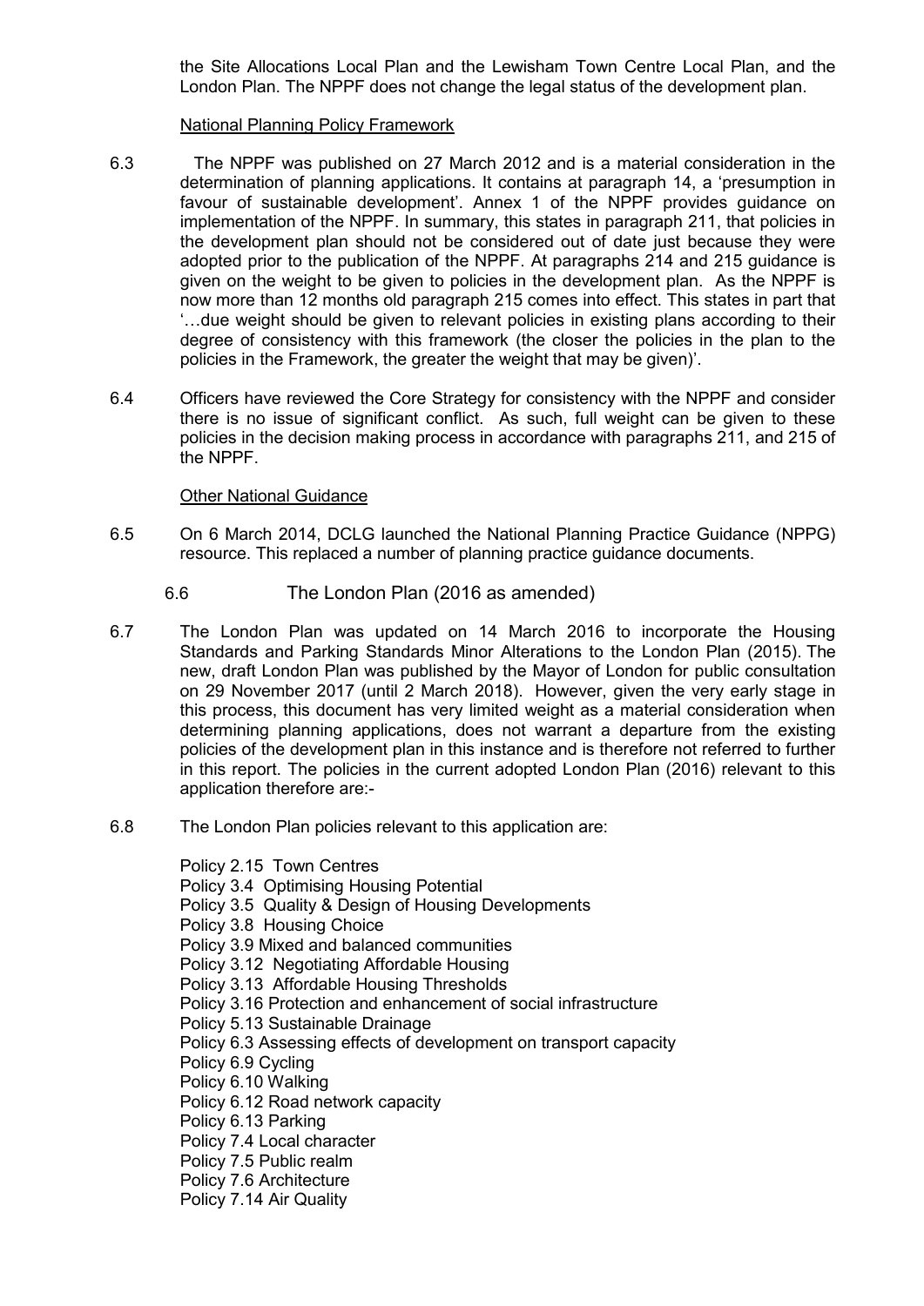the Site Allocations Local Plan and the Lewisham Town Centre Local Plan, and the London Plan. The NPPF does not change the legal status of the development plan.

National Planning Policy Framework

6.3 The NPPF was published on 27 March 2012 and is a material consideration in the determination of planning applications. It contains at paragraph 14, a 'presumption in favour of sustainable development'. Annex 1 of the NPPF provides guidance on implementation of the NPPF. In summary, this states in paragraph 211, that policies in the development plan should not be considered out of date just because they were adopted prior to the publication of the NPPF. At paragraphs 214 and 215 guidance is given on the weight to be given to policies in the development plan. As the NPPF is now more than 12 months old paragraph 215 comes into effect. This states in part that '…due weight should be given to relevant policies in existing plans according to their degree of consistency with this framework (the closer the policies in the plan to the policies in the Framework, the greater the weight that may be given)'.

6.4 Officers have reviewed the Core Strategy for consistency with the NPPF and consider there is no issue of significant conflict. As such, full weight can be given to these policies in the decision making process in accordance with paragraphs 211, and 215 of the NPPF.

Other National Guidance

6.5 On 6 March 2014, DCLG launched the National Planning Practice Guidance (NPPG) resource. This replaced a number of planning practice guidance documents.

6.6 The London Plan (2016 as amended)

6.7 The London Plan was updated on 14 March 2016 to incorporate the Housing Standards and Parking Standards Minor Alterations to the London Plan (2015). The new, draft London Plan was published by the Mayor of London for public consultation on 29 November 2017 (until 2 March 2018). However, given the very early stage in this process, this document has very limited weight as a material consideration when determining planning applications, does not warrant a departure from the existing policies of the development plan in this instance and is therefore not referred to further in this report. The policies in the current adopted London Plan (2016) relevant to this application therefore are:-

6.8 The London Plan policies relevant to this application are:

Policy 2.15 Town Centres
Policy 3.4 Optimising Housing Potential
Policy 3.5 Quality & Design of Housing Developments
Policy 3.8 Housing Choice
Policy 3.9 Mixed and balanced communities
Policy 3.12 Negotiating Affordable Housing
Policy 3.13 Affordable Housing Thresholds
Policy 3.16 Protection and enhancement of social infrastructure
Policy 5.13 Sustainable Drainage
Policy 6.3 Assessing effects of development on transport capacity
Policy 6.9 Cycling
Policy 6.10 Walking
Policy 6.12 Road network capacity
Policy 6.13 Parking
Policy 7.4 Local character
Policy 7.5 Public realm
Policy 7.6 Architecture
Policy 7.14 Air Quality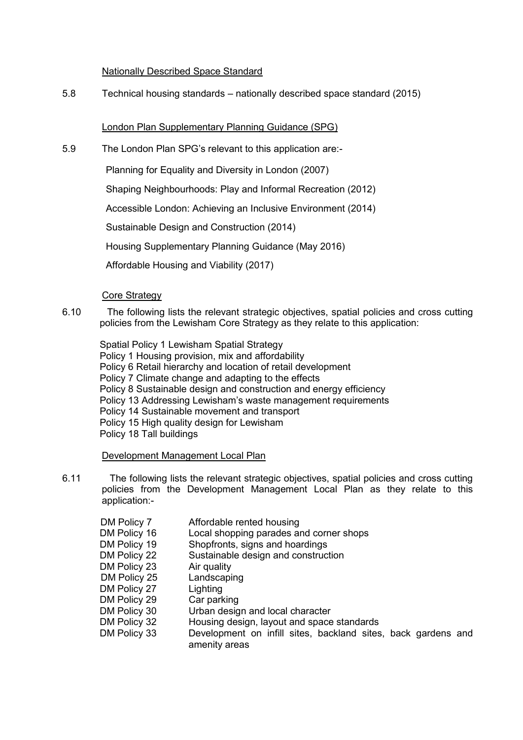Nationally Described Space Standard

5.8 Technical housing standards – nationally described space standard (2015)

London Plan Supplementary Planning Guidance (SPG)

5.9 The London Plan SPG's relevant to this application are:-

Planning for Equality and Diversity in London (2007)

Shaping Neighbourhoods: Play and Informal Recreation (2012)

Accessible London: Achieving an Inclusive Environment (2014)

Sustainable Design and Construction (2014)

Housing Supplementary Planning Guidance (May 2016)

Affordable Housing and Viability (2017)

Core Strategy

6.10 The following lists the relevant strategic objectives, spatial policies and cross cutting policies from the Lewisham Core Strategy as they relate to this application:

Spatial Policy 1 Lewisham Spatial Strategy
Policy 1 Housing provision, mix and affordability
Policy 6 Retail hierarchy and location of retail development
Policy 7 Climate change and adapting to the effects
Policy 8 Sustainable design and construction and energy efficiency
Policy 13 Addressing Lewisham's waste management requirements
Policy 14 Sustainable movement and transport
Policy 15 High quality design for Lewisham
Policy 18 Tall buildings

Development Management Local Plan

6.11 The following lists the relevant strategic objectives, spatial policies and cross cutting policies from the Development Management Local Plan as they relate to this application:-

| | |
|---|---|
| DM Policy 7 | Affordable rented housing |
| DM Policy 16 | Local shopping parades and corner shops |
| DM Policy 19 | Shopfronts, signs and hoardings |
| DM Policy 22 | Sustainable design and construction |
| DM Policy 23 | Air quality |
| DM Policy 25 | Landscaping |
| DM Policy 27 | Lighting |
| DM Policy 29 | Car parking |
| DM Policy 30 | Urban design and local character |
| DM Policy 32 | Housing design, layout and space standards |
| DM Policy 33 | Development on infill sites, backland sites, back gardens and amenity areas |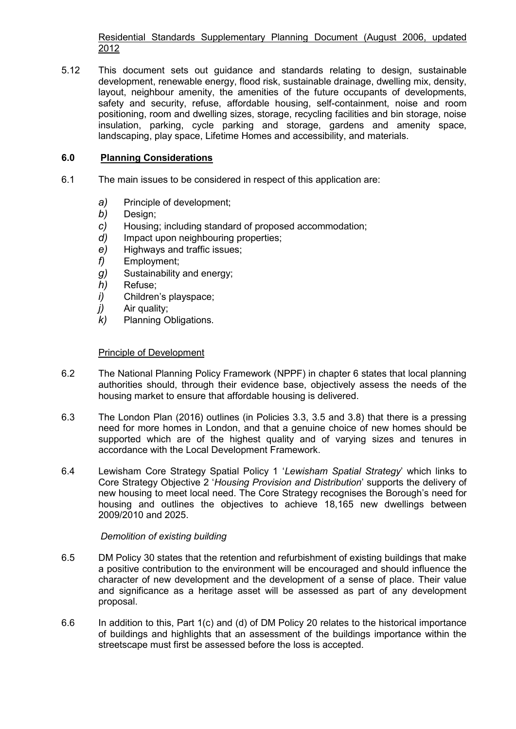Residential Standards Supplementary Planning Document (August 2006, updated 2012

5.12 This document sets out guidance and standards relating to design, sustainable development, renewable energy, flood risk, sustainable drainage, dwelling mix, density, layout, neighbour amenity, the amenities of the future occupants of developments, safety and security, refuse, affordable housing, self-containment, noise and room positioning, room and dwelling sizes, storage, recycling facilities and bin storage, noise insulation, parking, cycle parking and storage, gardens and amenity space, landscaping, play space, Lifetime Homes and accessibility, and materials.

## 6.0 Planning Considerations

6.1 The main issues to be considered in respect of this application are:

*a)* Principle of development;
*b)* Design;
*c)* Housing; including standard of proposed accommodation;
*d)* Impact upon neighbouring properties;
*e)* Highways and traffic issues;
*f)* Employment;
*g)* Sustainability and energy;
*h)* Refuse;
*i)* Children's playspace;
*j)* Air quality;
*k)* Planning Obligations.

Principle of Development

6.2 The National Planning Policy Framework (NPPF) in chapter 6 states that local planning authorities should, through their evidence base, objectively assess the needs of the housing market to ensure that affordable housing is delivered.

6.3 The London Plan (2016) outlines (in Policies 3.3, 3.5 and 3.8) that there is a pressing need for more homes in London, and that a genuine choice of new homes should be supported which are of the highest quality and of varying sizes and tenures in accordance with the Local Development Framework.

6.4 Lewisham Core Strategy Spatial Policy 1 '*Lewisham Spatial Strategy*' which links to Core Strategy Objective 2 '*Housing Provision and Distribution*' supports the delivery of new housing to meet local need. The Core Strategy recognises the Borough's need for housing and outlines the objectives to achieve 18,165 new dwellings between 2009/2010 and 2025.

*Demolition of existing building*

6.5 DM Policy 30 states that the retention and refurbishment of existing buildings that make a positive contribution to the environment will be encouraged and should influence the character of new development and the development of a sense of place. Their value and significance as a heritage asset will be assessed as part of any development proposal.

6.6 In addition to this, Part 1(c) and (d) of DM Policy 20 relates to the historical importance of buildings and highlights that an assessment of the buildings importance within the streetscape must first be assessed before the loss is accepted.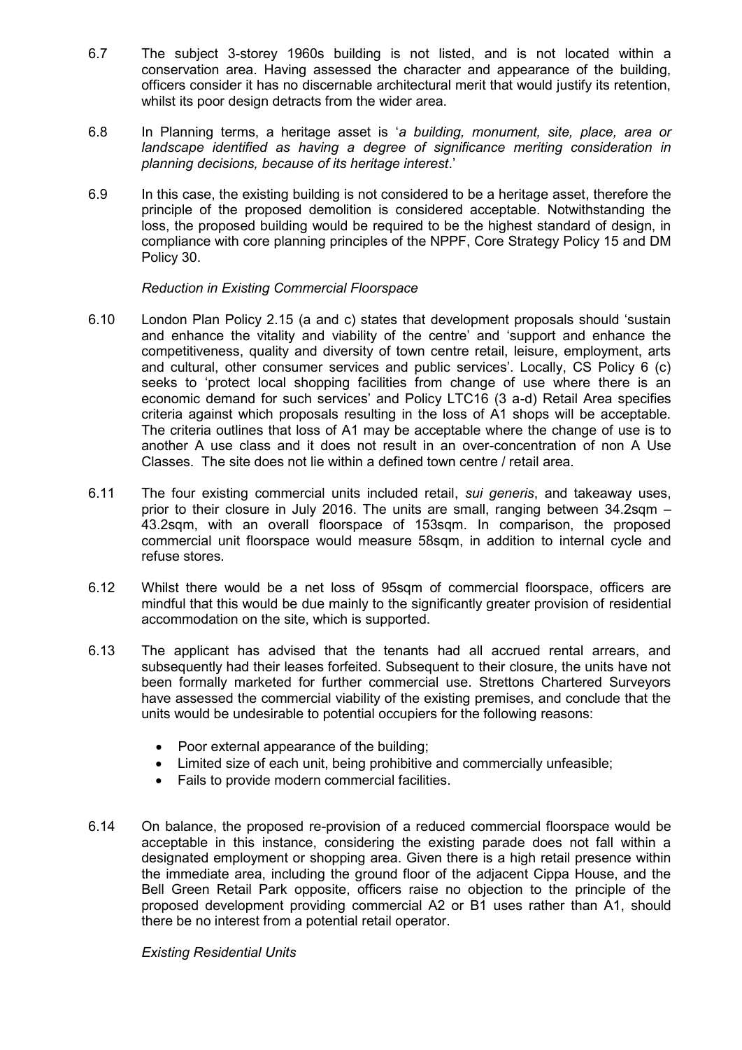6.7 The subject 3-storey 1960s building is not listed, and is not located within a conservation area. Having assessed the character and appearance of the building, officers consider it has no discernable architectural merit that would justify its retention, whilst its poor design detracts from the wider area.

6.8 In Planning terms, a heritage asset is '*a building, monument, site, place, area or landscape identified as having a degree of significance meriting consideration in planning decisions, because of its heritage interest*.'

6.9 In this case, the existing building is not considered to be a heritage asset, therefore the principle of the proposed demolition is considered acceptable. Notwithstanding the loss, the proposed building would be required to be the highest standard of design, in compliance with core planning principles of the NPPF, Core Strategy Policy 15 and DM Policy 30.

*Reduction in Existing Commercial Floorspace*

6.10 London Plan Policy 2.15 (a and c) states that development proposals should 'sustain and enhance the vitality and viability of the centre' and 'support and enhance the competitiveness, quality and diversity of town centre retail, leisure, employment, arts and cultural, other consumer services and public services'. Locally, CS Policy 6 (c) seeks to 'protect local shopping facilities from change of use where there is an economic demand for such services' and Policy LTC16 (3 a-d) Retail Area specifies criteria against which proposals resulting in the loss of A1 shops will be acceptable. The criteria outlines that loss of A1 may be acceptable where the change of use is to another A use class and it does not result in an over-concentration of non A Use Classes. The site does not lie within a defined town centre / retail area.

6.11 The four existing commercial units included retail, *sui generis*, and takeaway uses, prior to their closure in July 2016. The units are small, ranging between 34.2sqm – 43.2sqm, with an overall floorspace of 153sqm. In comparison, the proposed commercial unit floorspace would measure 58sqm, in addition to internal cycle and refuse stores.

6.12 Whilst there would be a net loss of 95sqm of commercial floorspace, officers are mindful that this would be due mainly to the significantly greater provision of residential accommodation on the site, which is supported.

6.13 The applicant has advised that the tenants had all accrued rental arrears, and subsequently had their leases forfeited. Subsequent to their closure, the units have not been formally marketed for further commercial use. Strettons Chartered Surveyors have assessed the commercial viability of the existing premises, and conclude that the units would be undesirable to potential occupiers for the following reasons:

- Poor external appearance of the building;
- Limited size of each unit, being prohibitive and commercially unfeasible;
- Fails to provide modern commercial facilities.

6.14 On balance, the proposed re-provision of a reduced commercial floorspace would be acceptable in this instance, considering the existing parade does not fall within a designated employment or shopping area. Given there is a high retail presence within the immediate area, including the ground floor of the adjacent Cippa House, and the Bell Green Retail Park opposite, officers raise no objection to the principle of the proposed development providing commercial A2 or B1 uses rather than A1, should there be no interest from a potential retail operator.

*Existing Residential Units*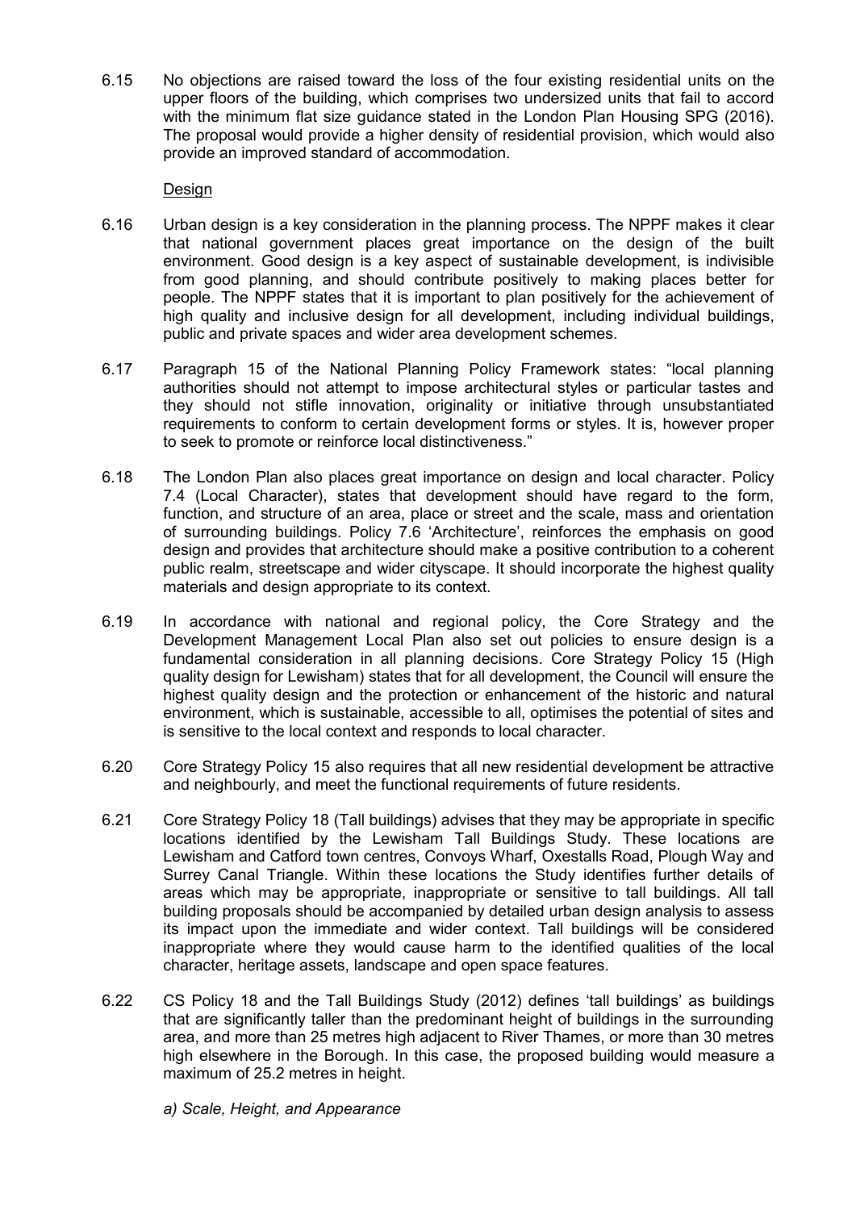6.15 No objections are raised toward the loss of the four existing residential units on the upper floors of the building, which comprises two undersized units that fail to accord with the minimum flat size guidance stated in the London Plan Housing SPG (2016). The proposal would provide a higher density of residential provision, which would also provide an improved standard of accommodation.

Design

6.16 Urban design is a key consideration in the planning process. The NPPF makes it clear that national government places great importance on the design of the built environment. Good design is a key aspect of sustainable development, is indivisible from good planning, and should contribute positively to making places better for people. The NPPF states that it is important to plan positively for the achievement of high quality and inclusive design for all development, including individual buildings, public and private spaces and wider area development schemes.

6.17 Paragraph 15 of the National Planning Policy Framework states: "local planning authorities should not attempt to impose architectural styles or particular tastes and they should not stifle innovation, originality or initiative through unsubstantiated requirements to conform to certain development forms or styles. It is, however proper to seek to promote or reinforce local distinctiveness."

6.18 The London Plan also places great importance on design and local character. Policy 7.4 (Local Character), states that development should have regard to the form, function, and structure of an area, place or street and the scale, mass and orientation of surrounding buildings. Policy 7.6 'Architecture', reinforces the emphasis on good design and provides that architecture should make a positive contribution to a coherent public realm, streetscape and wider cityscape. It should incorporate the highest quality materials and design appropriate to its context.

6.19 In accordance with national and regional policy, the Core Strategy and the Development Management Local Plan also set out policies to ensure design is a fundamental consideration in all planning decisions. Core Strategy Policy 15 (High quality design for Lewisham) states that for all development, the Council will ensure the highest quality design and the protection or enhancement of the historic and natural environment, which is sustainable, accessible to all, optimises the potential of sites and is sensitive to the local context and responds to local character.

6.20 Core Strategy Policy 15 also requires that all new residential development be attractive and neighbourly, and meet the functional requirements of future residents.

6.21 Core Strategy Policy 18 (Tall buildings) advises that they may be appropriate in specific locations identified by the Lewisham Tall Buildings Study. These locations are Lewisham and Catford town centres, Convoys Wharf, Oxestalls Road, Plough Way and Surrey Canal Triangle. Within these locations the Study identifies further details of areas which may be appropriate, inappropriate or sensitive to tall buildings. All tall building proposals should be accompanied by detailed urban design analysis to assess its impact upon the immediate and wider context. Tall buildings will be considered inappropriate where they would cause harm to the identified qualities of the local character, heritage assets, landscape and open space features.

6.22 CS Policy 18 and the Tall Buildings Study (2012) defines 'tall buildings' as buildings that are significantly taller than the predominant height of buildings in the surrounding area, and more than 25 metres high adjacent to River Thames, or more than 30 metres high elsewhere in the Borough. In this case, the proposed building would measure a maximum of 25.2 metres in height.

*a) Scale, Height, and Appearance*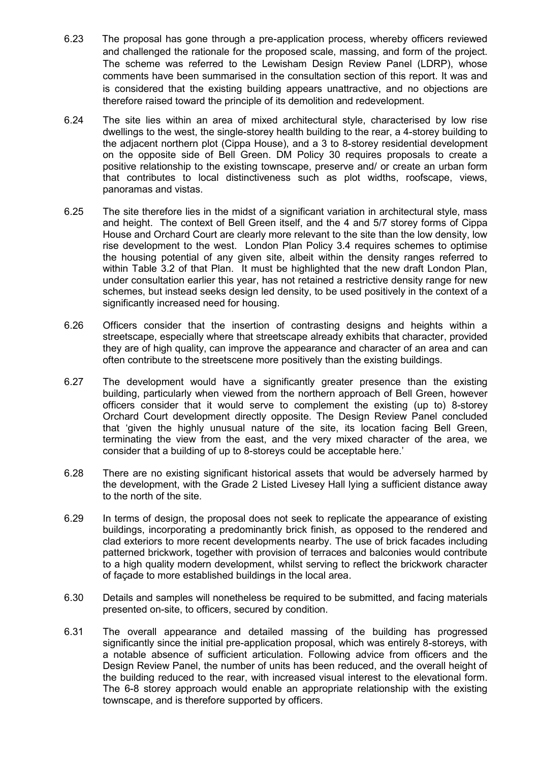6.23 The proposal has gone through a pre-application process, whereby officers reviewed and challenged the rationale for the proposed scale, massing, and form of the project. The scheme was referred to the Lewisham Design Review Panel (LDRP), whose comments have been summarised in the consultation section of this report. It was and is considered that the existing building appears unattractive, and no objections are therefore raised toward the principle of its demolition and redevelopment.

6.24 The site lies within an area of mixed architectural style, characterised by low rise dwellings to the west, the single-storey health building to the rear, a 4-storey building to the adjacent northern plot (Cippa House), and a 3 to 8-storey residential development on the opposite side of Bell Green. DM Policy 30 requires proposals to create a positive relationship to the existing townscape, preserve and/ or create an urban form that contributes to local distinctiveness such as plot widths, roofscape, views, panoramas and vistas.

6.25 The site therefore lies in the midst of a significant variation in architectural style, mass and height. The context of Bell Green itself, and the 4 and 5/7 storey forms of Cippa House and Orchard Court are clearly more relevant to the site than the low density, low rise development to the west. London Plan Policy 3.4 requires schemes to optimise the housing potential of any given site, albeit within the density ranges referred to within Table 3.2 of that Plan. It must be highlighted that the new draft London Plan, under consultation earlier this year, has not retained a restrictive density range for new schemes, but instead seeks design led density, to be used positively in the context of a significantly increased need for housing.

6.26 Officers consider that the insertion of contrasting designs and heights within a streetscape, especially where that streetscape already exhibits that character, provided they are of high quality, can improve the appearance and character of an area and can often contribute to the streetscene more positively than the existing buildings.

6.27 The development would have a significantly greater presence than the existing building, particularly when viewed from the northern approach of Bell Green, however officers consider that it would serve to complement the existing (up to) 8-storey Orchard Court development directly opposite. The Design Review Panel concluded that 'given the highly unusual nature of the site, its location facing Bell Green, terminating the view from the east, and the very mixed character of the area, we consider that a building of up to 8-storeys could be acceptable here.'

6.28 There are no existing significant historical assets that would be adversely harmed by the development, with the Grade 2 Listed Livesey Hall lying a sufficient distance away to the north of the site.

6.29 In terms of design, the proposal does not seek to replicate the appearance of existing buildings, incorporating a predominantly brick finish, as opposed to the rendered and clad exteriors to more recent developments nearby. The use of brick facades including patterned brickwork, together with provision of terraces and balconies would contribute to a high quality modern development, whilst serving to reflect the brickwork character of façade to more established buildings in the local area.

6.30 Details and samples will nonetheless be required to be submitted, and facing materials presented on-site, to officers, secured by condition.

6.31 The overall appearance and detailed massing of the building has progressed significantly since the initial pre-application proposal, which was entirely 8-storeys, with a notable absence of sufficient articulation. Following advice from officers and the Design Review Panel, the number of units has been reduced, and the overall height of the building reduced to the rear, with increased visual interest to the elevational form. The 6-8 storey approach would enable an appropriate relationship with the existing townscape, and is therefore supported by officers.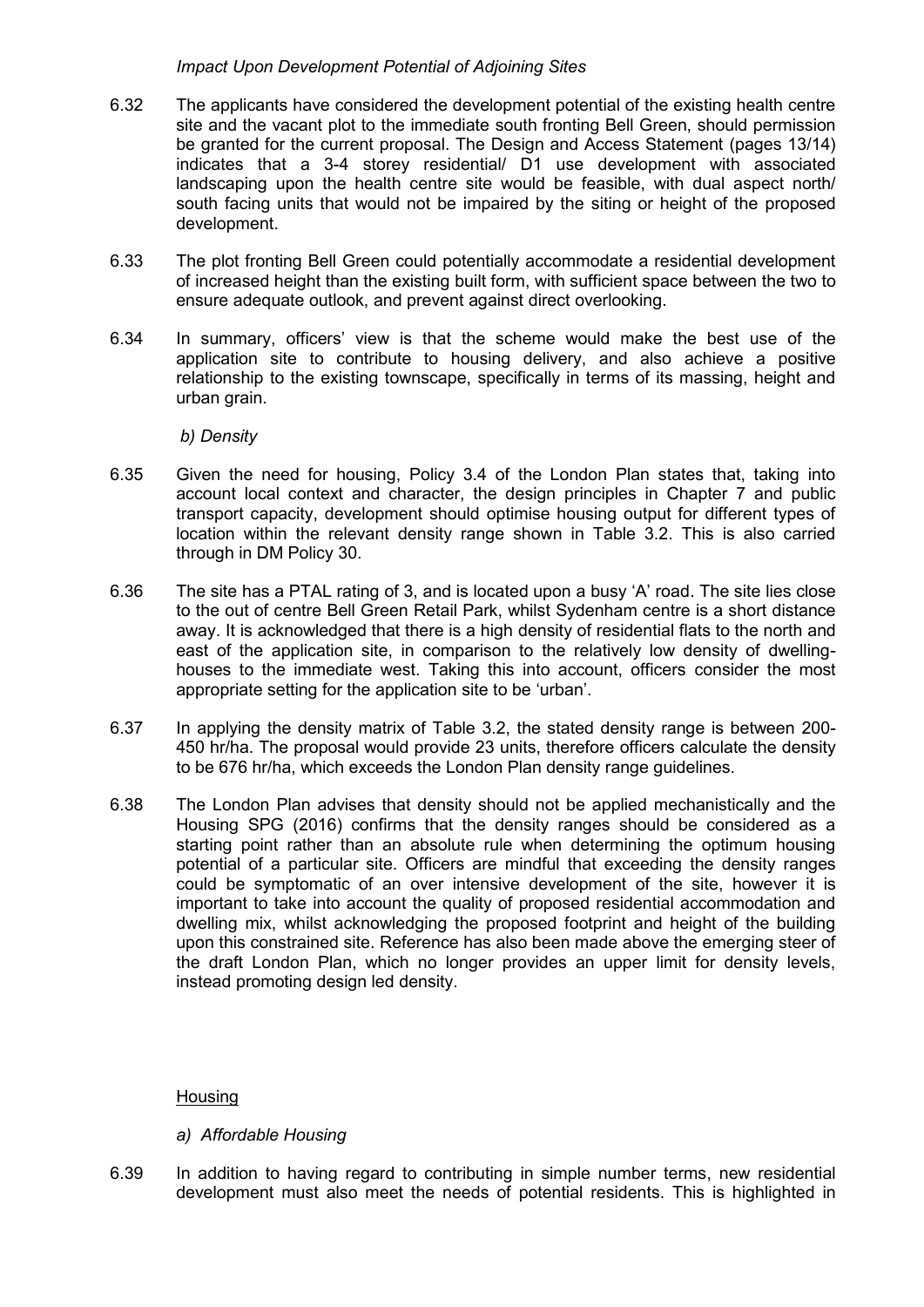*Impact Upon Development Potential of Adjoining Sites*

6.32 The applicants have considered the development potential of the existing health centre site and the vacant plot to the immediate south fronting Bell Green, should permission be granted for the current proposal. The Design and Access Statement (pages 13/14) indicates that a 3-4 storey residential/ D1 use development with associated landscaping upon the health centre site would be feasible, with dual aspect north/ south facing units that would not be impaired by the siting or height of the proposed development.

6.33 The plot fronting Bell Green could potentially accommodate a residential development of increased height than the existing built form, with sufficient space between the two to ensure adequate outlook, and prevent against direct overlooking.

6.34 In summary, officers' view is that the scheme would make the best use of the application site to contribute to housing delivery, and also achieve a positive relationship to the existing townscape, specifically in terms of its massing, height and urban grain.

*b) Density*

6.35 Given the need for housing, Policy 3.4 of the London Plan states that, taking into account local context and character, the design principles in Chapter 7 and public transport capacity, development should optimise housing output for different types of location within the relevant density range shown in Table 3.2. This is also carried through in DM Policy 30.

6.36 The site has a PTAL rating of 3, and is located upon a busy 'A' road. The site lies close to the out of centre Bell Green Retail Park, whilst Sydenham centre is a short distance away. It is acknowledged that there is a high density of residential flats to the north and east of the application site, in comparison to the relatively low density of dwelling-houses to the immediate west. Taking this into account, officers consider the most appropriate setting for the application site to be 'urban'.

6.37 In applying the density matrix of Table 3.2, the stated density range is between 200-450 hr/ha. The proposal would provide 23 units, therefore officers calculate the density to be 676 hr/ha, which exceeds the London Plan density range guidelines.

6.38 The London Plan advises that density should not be applied mechanistically and the Housing SPG (2016) confirms that the density ranges should be considered as a starting point rather than an absolute rule when determining the optimum housing potential of a particular site. Officers are mindful that exceeding the density ranges could be symptomatic of an over intensive development of the site, however it is important to take into account the quality of proposed residential accommodation and dwelling mix, whilst acknowledging the proposed footprint and height of the building upon this constrained site. Reference has also been made above the emerging steer of the draft London Plan, which no longer provides an upper limit for density levels, instead promoting design led density.

## Housing

*a) Affordable Housing*

6.39 In addition to having regard to contributing in simple number terms, new residential development must also meet the needs of potential residents. This is highlighted in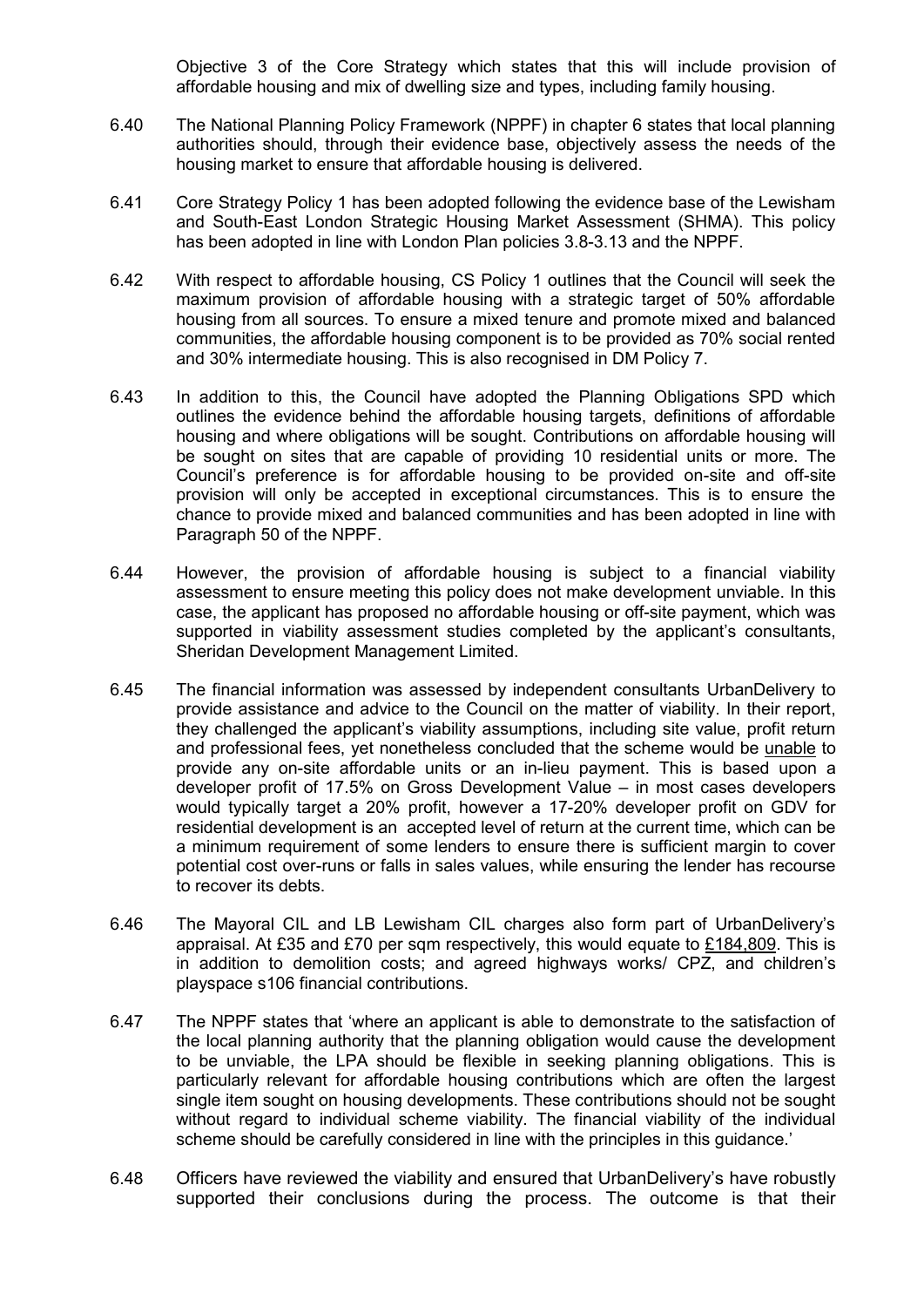Objective 3 of the Core Strategy which states that this will include provision of affordable housing and mix of dwelling size and types, including family housing.

6.40 The National Planning Policy Framework (NPPF) in chapter 6 states that local planning authorities should, through their evidence base, objectively assess the needs of the housing market to ensure that affordable housing is delivered.

6.41 Core Strategy Policy 1 has been adopted following the evidence base of the Lewisham and South-East London Strategic Housing Market Assessment (SHMA). This policy has been adopted in line with London Plan policies 3.8-3.13 and the NPPF.

6.42 With respect to affordable housing, CS Policy 1 outlines that the Council will seek the maximum provision of affordable housing with a strategic target of 50% affordable housing from all sources. To ensure a mixed tenure and promote mixed and balanced communities, the affordable housing component is to be provided as 70% social rented and 30% intermediate housing. This is also recognised in DM Policy 7.

6.43 In addition to this, the Council have adopted the Planning Obligations SPD which outlines the evidence behind the affordable housing targets, definitions of affordable housing and where obligations will be sought. Contributions on affordable housing will be sought on sites that are capable of providing 10 residential units or more. The Council's preference is for affordable housing to be provided on-site and off-site provision will only be accepted in exceptional circumstances. This is to ensure the chance to provide mixed and balanced communities and has been adopted in line with Paragraph 50 of the NPPF.

6.44 However, the provision of affordable housing is subject to a financial viability assessment to ensure meeting this policy does not make development unviable. In this case, the applicant has proposed no affordable housing or off-site payment, which was supported in viability assessment studies completed by the applicant's consultants, Sheridan Development Management Limited.

6.45 The financial information was assessed by independent consultants UrbanDelivery to provide assistance and advice to the Council on the matter of viability. In their report, they challenged the applicant's viability assumptions, including site value, profit return and professional fees, yet nonetheless concluded that the scheme would be <u>unable</u> to provide any on-site affordable units or an in-lieu payment. This is based upon a developer profit of 17.5% on Gross Development Value – in most cases developers would typically target a 20% profit, however a 17-20% developer profit on GDV for residential development is an accepted level of return at the current time, which can be a minimum requirement of some lenders to ensure there is sufficient margin to cover potential cost over-runs or falls in sales values, while ensuring the lender has recourse to recover its debts.

6.46 The Mayoral CIL and LB Lewisham CIL charges also form part of UrbanDelivery's appraisal. At £35 and £70 per sqm respectively, this would equate to <u>£184,809</u>. This is in addition to demolition costs; and agreed highways works/ CPZ, and children's playspace s106 financial contributions.

6.47 The NPPF states that 'where an applicant is able to demonstrate to the satisfaction of the local planning authority that the planning obligation would cause the development to be unviable, the LPA should be flexible in seeking planning obligations. This is particularly relevant for affordable housing contributions which are often the largest single item sought on housing developments. These contributions should not be sought without regard to individual scheme viability. The financial viability of the individual scheme should be carefully considered in line with the principles in this guidance.'

6.48 Officers have reviewed the viability and ensured that UrbanDelivery's have robustly supported their conclusions during the process. The outcome is that their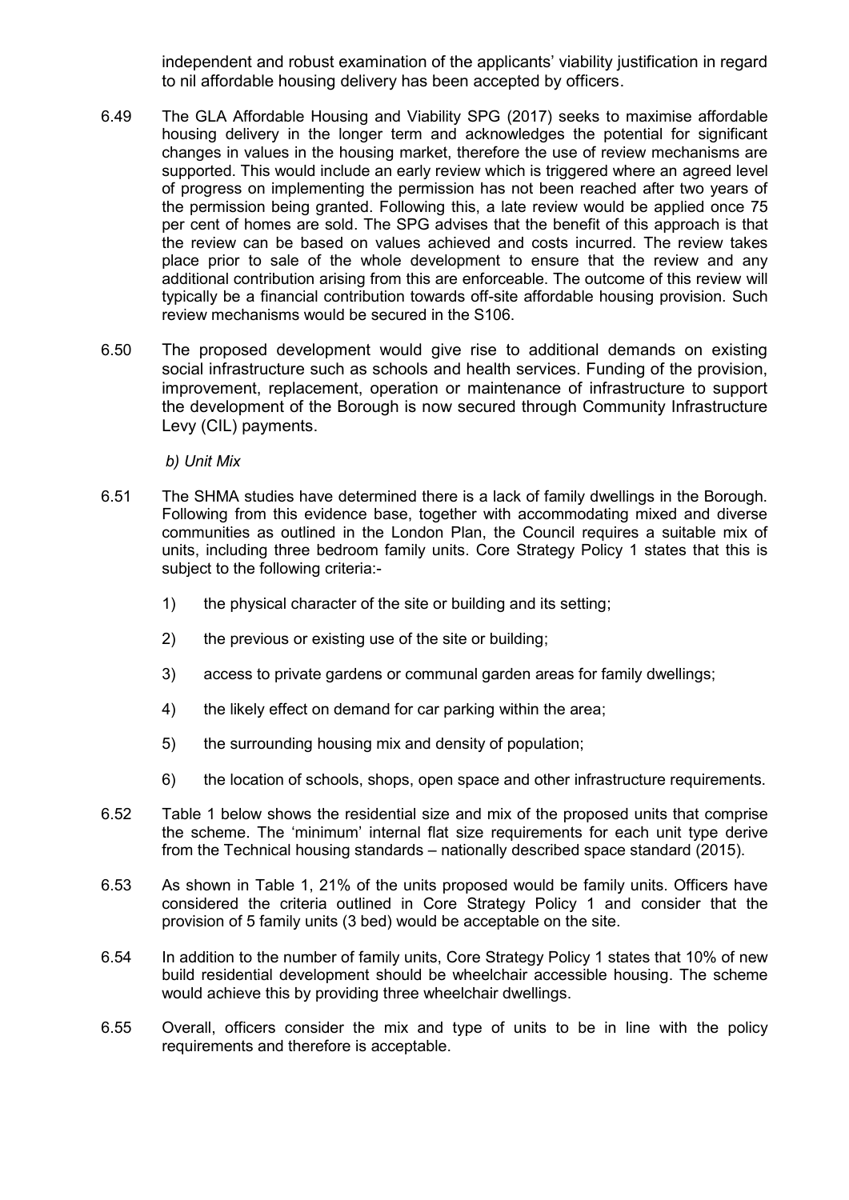independent and robust examination of the applicants' viability justification in regard to nil affordable housing delivery has been accepted by officers.

6.49 The GLA Affordable Housing and Viability SPG (2017) seeks to maximise affordable housing delivery in the longer term and acknowledges the potential for significant changes in values in the housing market, therefore the use of review mechanisms are supported. This would include an early review which is triggered where an agreed level of progress on implementing the permission has not been reached after two years of the permission being granted. Following this, a late review would be applied once 75 per cent of homes are sold. The SPG advises that the benefit of this approach is that the review can be based on values achieved and costs incurred. The review takes place prior to sale of the whole development to ensure that the review and any additional contribution arising from this are enforceable. The outcome of this review will typically be a financial contribution towards off-site affordable housing provision. Such review mechanisms would be secured in the S106.

6.50 The proposed development would give rise to additional demands on existing social infrastructure such as schools and health services. Funding of the provision, improvement, replacement, operation or maintenance of infrastructure to support the development of the Borough is now secured through Community Infrastructure Levy (CIL) payments.

*b) Unit Mix*

6.51 The SHMA studies have determined there is a lack of family dwellings in the Borough. Following from this evidence base, together with accommodating mixed and diverse communities as outlined in the London Plan, the Council requires a suitable mix of units, including three bedroom family units. Core Strategy Policy 1 states that this is subject to the following criteria:-

1) the physical character of the site or building and its setting;
2) the previous or existing use of the site or building;
3) access to private gardens or communal garden areas for family dwellings;
4) the likely effect on demand for car parking within the area;
5) the surrounding housing mix and density of population;
6) the location of schools, shops, open space and other infrastructure requirements.

6.52 Table 1 below shows the residential size and mix of the proposed units that comprise the scheme. The 'minimum' internal flat size requirements for each unit type derive from the Technical housing standards – nationally described space standard (2015).

6.53 As shown in Table 1, 21% of the units proposed would be family units. Officers have considered the criteria outlined in Core Strategy Policy 1 and consider that the provision of 5 family units (3 bed) would be acceptable on the site.

6.54 In addition to the number of family units, Core Strategy Policy 1 states that 10% of new build residential development should be wheelchair accessible housing. The scheme would achieve this by providing three wheelchair dwellings.

6.55 Overall, officers consider the mix and type of units to be in line with the policy requirements and therefore is acceptable.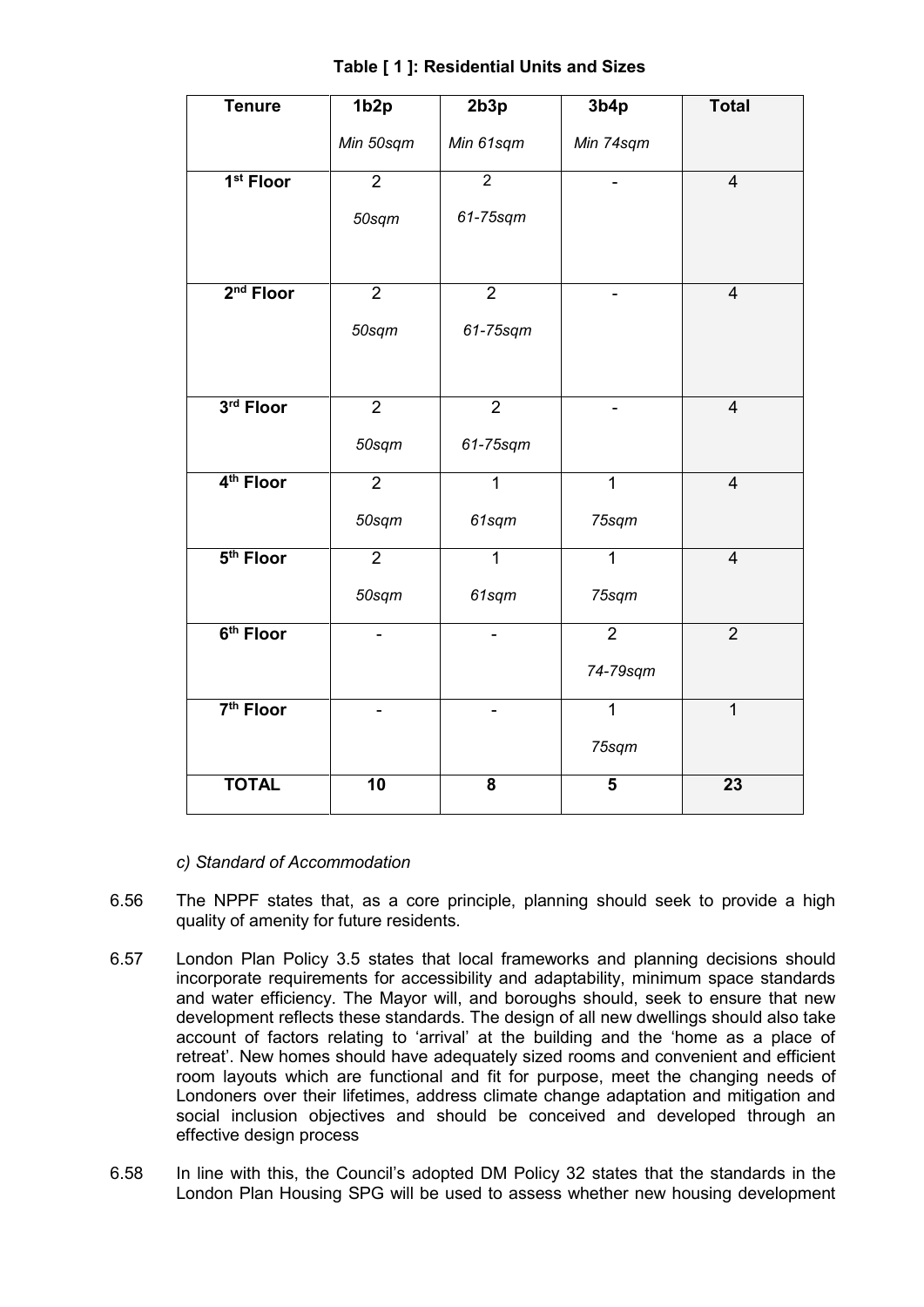**Table [ 1 ]: Residential Units and Sizes**

| Tenure | 1b2p<br>*Min 50sqm* | 2b3p<br>*Min 61sqm* | 3b4p<br>*Min 74sqm* | Total |
|---|---|---|---|---|
| 1st Floor | 2<br>*50sqm* | 2<br>*61-75sqm* | - | 4 |
| 2nd Floor | 2<br>*50sqm* | 2<br>*61-75sqm* | - | 4 |
| 3rd Floor | 2<br>*50sqm* | 2<br>*61-75sqm* | - | 4 |
| 4th Floor | 2<br>*50sqm* | 1<br>*61sqm* | 1<br>*75sqm* | 4 |
| 5th Floor | 2<br>*50sqm* | 1<br>*61sqm* | 1<br>*75sqm* | 4 |
| 6th Floor | - | - | 2<br>*74-79sqm* | 2 |
| 7th Floor | - | - | 1<br>*75sqm* | 1 |
| **TOTAL** | **10** | **8** | **5** | **23** |

*c) Standard of Accommodation*

6.56 The NPPF states that, as a core principle, planning should seek to provide a high quality of amenity for future residents.

6.57 London Plan Policy 3.5 states that local frameworks and planning decisions should incorporate requirements for accessibility and adaptability, minimum space standards and water efficiency. The Mayor will, and boroughs should, seek to ensure that new development reflects these standards. The design of all new dwellings should also take account of factors relating to 'arrival' at the building and the 'home as a place of retreat'. New homes should have adequately sized rooms and convenient and efficient room layouts which are functional and fit for purpose, meet the changing needs of Londoners over their lifetimes, address climate change adaptation and mitigation and social inclusion objectives and should be conceived and developed through an effective design process

6.58 In line with this, the Council's adopted DM Policy 32 states that the standards in the London Plan Housing SPG will be used to assess whether new housing development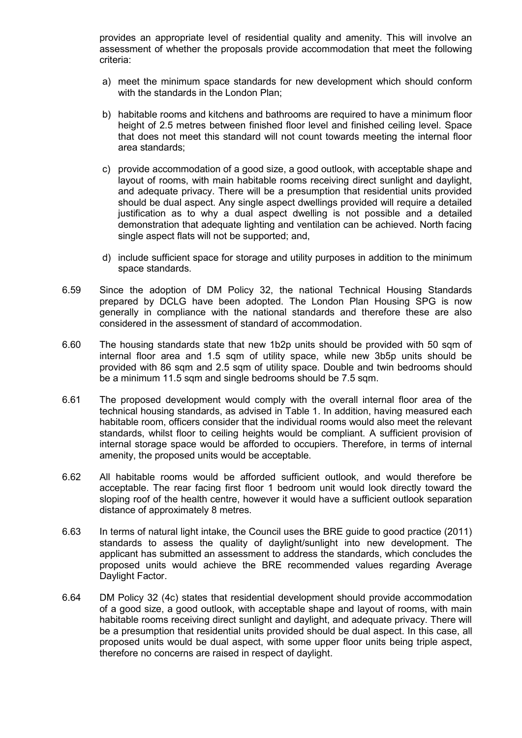provides an appropriate level of residential quality and amenity. This will involve an assessment of whether the proposals provide accommodation that meet the following criteria:

a) meet the minimum space standards for new development which should conform with the standards in the London Plan;

b) habitable rooms and kitchens and bathrooms are required to have a minimum floor height of 2.5 metres between finished floor level and finished ceiling level. Space that does not meet this standard will not count towards meeting the internal floor area standards;

c) provide accommodation of a good size, a good outlook, with acceptable shape and layout of rooms, with main habitable rooms receiving direct sunlight and daylight, and adequate privacy. There will be a presumption that residential units provided should be dual aspect. Any single aspect dwellings provided will require a detailed justification as to why a dual aspect dwelling is not possible and a detailed demonstration that adequate lighting and ventilation can be achieved. North facing single aspect flats will not be supported; and,

d) include sufficient space for storage and utility purposes in addition to the minimum space standards.

6.59 Since the adoption of DM Policy 32, the national Technical Housing Standards prepared by DCLG have been adopted. The London Plan Housing SPG is now generally in compliance with the national standards and therefore these are also considered in the assessment of standard of accommodation.

6.60 The housing standards state that new 1b2p units should be provided with 50 sqm of internal floor area and 1.5 sqm of utility space, while new 3b5p units should be provided with 86 sqm and 2.5 sqm of utility space. Double and twin bedrooms should be a minimum 11.5 sqm and single bedrooms should be 7.5 sqm.

6.61 The proposed development would comply with the overall internal floor area of the technical housing standards, as advised in Table 1. In addition, having measured each habitable room, officers consider that the individual rooms would also meet the relevant standards, whilst floor to ceiling heights would be compliant. A sufficient provision of internal storage space would be afforded to occupiers. Therefore, in terms of internal amenity, the proposed units would be acceptable.

6.62 All habitable rooms would be afforded sufficient outlook, and would therefore be acceptable. The rear facing first floor 1 bedroom unit would look directly toward the sloping roof of the health centre, however it would have a sufficient outlook separation distance of approximately 8 metres.

6.63 In terms of natural light intake, the Council uses the BRE guide to good practice (2011) standards to assess the quality of daylight/sunlight into new development. The applicant has submitted an assessment to address the standards, which concludes the proposed units would achieve the BRE recommended values regarding Average Daylight Factor.

6.64 DM Policy 32 (4c) states that residential development should provide accommodation of a good size, a good outlook, with acceptable shape and layout of rooms, with main habitable rooms receiving direct sunlight and daylight, and adequate privacy. There will be a presumption that residential units provided should be dual aspect. In this case, all proposed units would be dual aspect, with some upper floor units being triple aspect, therefore no concerns are raised in respect of daylight.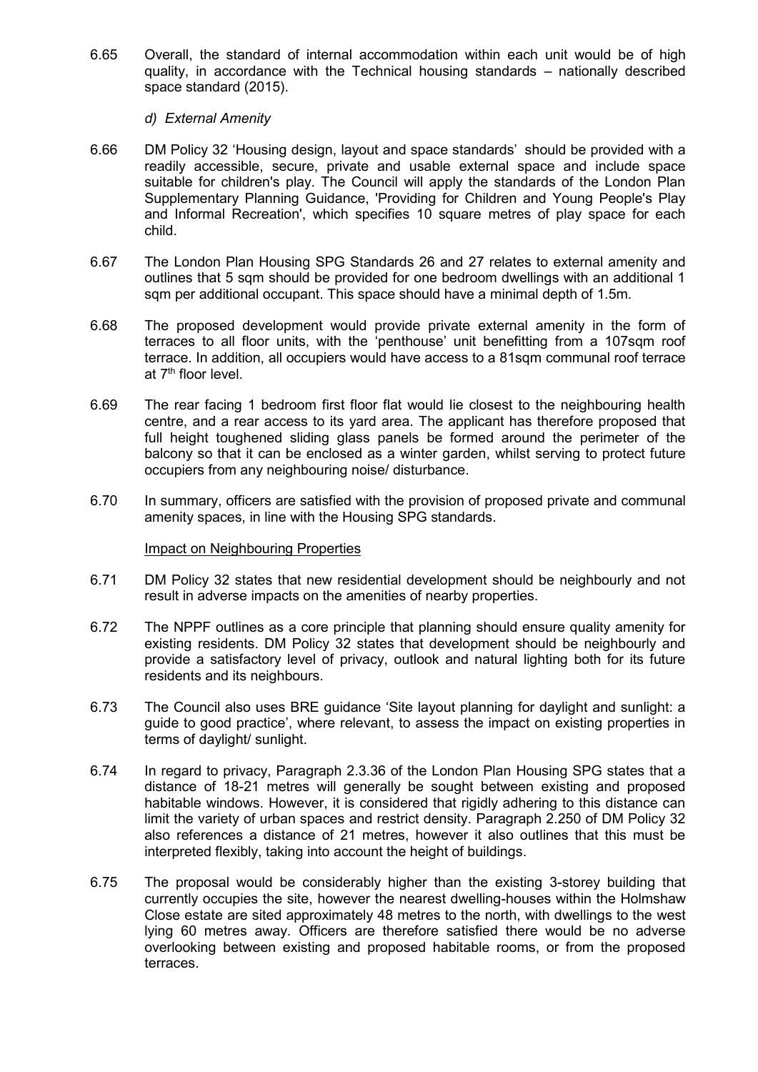6.65 Overall, the standard of internal accommodation within each unit would be of high quality, in accordance with the Technical housing standards – nationally described space standard (2015).

*d) External Amenity*

6.66 DM Policy 32 'Housing design, layout and space standards' should be provided with a readily accessible, secure, private and usable external space and include space suitable for children's play. The Council will apply the standards of the London Plan Supplementary Planning Guidance, 'Providing for Children and Young People's Play and Informal Recreation', which specifies 10 square metres of play space for each child.

6.67 The London Plan Housing SPG Standards 26 and 27 relates to external amenity and outlines that 5 sqm should be provided for one bedroom dwellings with an additional 1 sqm per additional occupant. This space should have a minimal depth of 1.5m.

6.68 The proposed development would provide private external amenity in the form of terraces to all floor units, with the 'penthouse' unit benefitting from a 107sqm roof terrace. In addition, all occupiers would have access to a 81sqm communal roof terrace at 7th floor level.

6.69 The rear facing 1 bedroom first floor flat would lie closest to the neighbouring health centre, and a rear access to its yard area. The applicant has therefore proposed that full height toughened sliding glass panels be formed around the perimeter of the balcony so that it can be enclosed as a winter garden, whilst serving to protect future occupiers from any neighbouring noise/ disturbance.

6.70 In summary, officers are satisfied with the provision of proposed private and communal amenity spaces, in line with the Housing SPG standards.

Impact on Neighbouring Properties

6.71 DM Policy 32 states that new residential development should be neighbourly and not result in adverse impacts on the amenities of nearby properties.

6.72 The NPPF outlines as a core principle that planning should ensure quality amenity for existing residents. DM Policy 32 states that development should be neighbourly and provide a satisfactory level of privacy, outlook and natural lighting both for its future residents and its neighbours.

6.73 The Council also uses BRE guidance 'Site layout planning for daylight and sunlight: a guide to good practice', where relevant, to assess the impact on existing properties in terms of daylight/ sunlight.

6.74 In regard to privacy, Paragraph 2.3.36 of the London Plan Housing SPG states that a distance of 18-21 metres will generally be sought between existing and proposed habitable windows. However, it is considered that rigidly adhering to this distance can limit the variety of urban spaces and restrict density. Paragraph 2.250 of DM Policy 32 also references a distance of 21 metres, however it also outlines that this must be interpreted flexibly, taking into account the height of buildings.

6.75 The proposal would be considerably higher than the existing 3-storey building that currently occupies the site, however the nearest dwelling-houses within the Holmshaw Close estate are sited approximately 48 metres to the north, with dwellings to the west lying 60 metres away. Officers are therefore satisfied there would be no adverse overlooking between existing and proposed habitable rooms, or from the proposed terraces.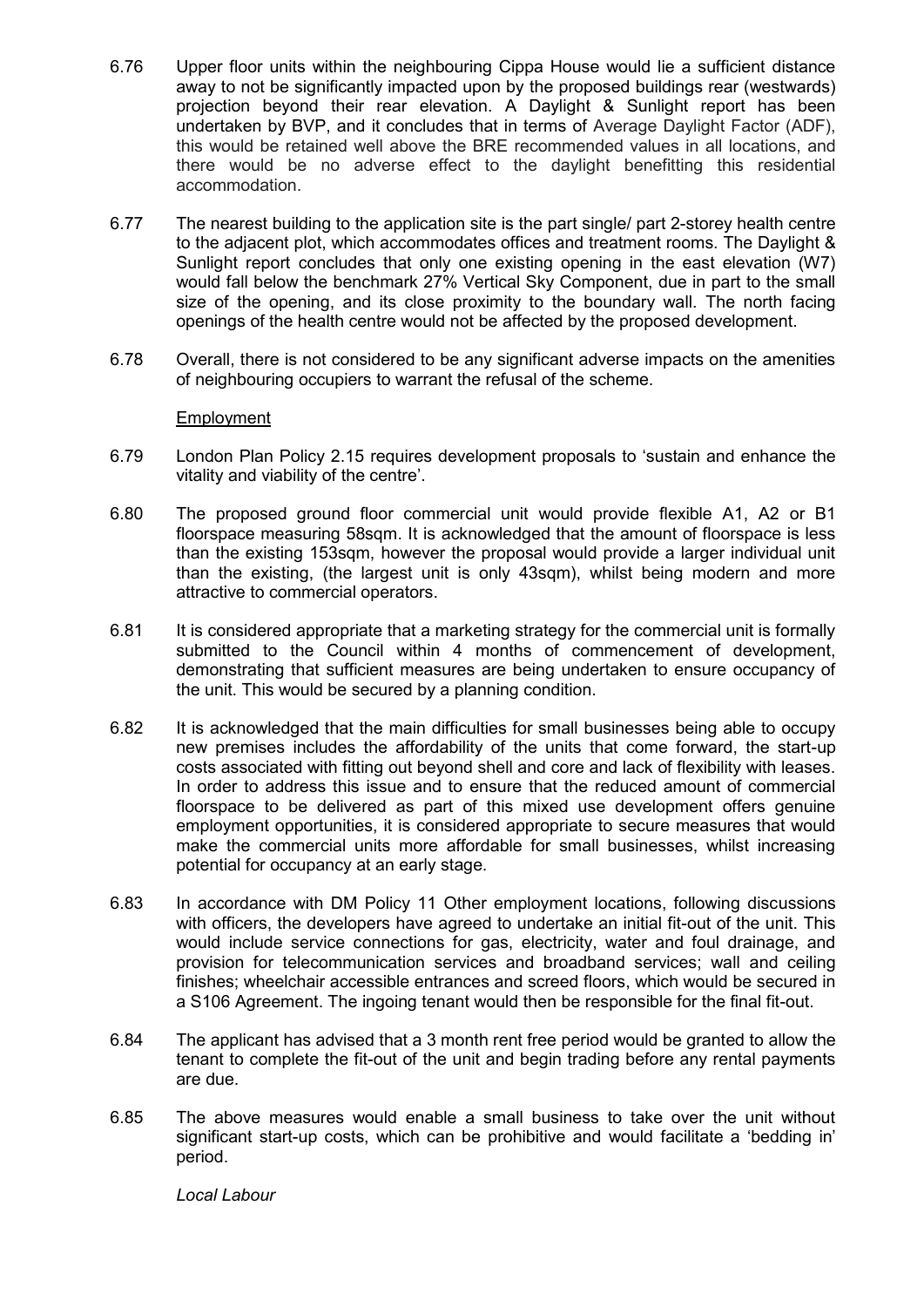6.76 Upper floor units within the neighbouring Cippa House would lie a sufficient distance away to not be significantly impacted upon by the proposed buildings rear (westwards) projection beyond their rear elevation. A Daylight & Sunlight report has been undertaken by BVP, and it concludes that in terms of Average Daylight Factor (ADF), this would be retained well above the BRE recommended values in all locations, and there would be no adverse effect to the daylight benefitting this residential accommodation.

6.77 The nearest building to the application site is the part single/ part 2-storey health centre to the adjacent plot, which accommodates offices and treatment rooms. The Daylight & Sunlight report concludes that only one existing opening in the east elevation (W7) would fall below the benchmark 27% Vertical Sky Component, due in part to the small size of the opening, and its close proximity to the boundary wall. The north facing openings of the health centre would not be affected by the proposed development.

6.78 Overall, there is not considered to be any significant adverse impacts on the amenities of neighbouring occupiers to warrant the refusal of the scheme.

Employment

6.79 London Plan Policy 2.15 requires development proposals to 'sustain and enhance the vitality and viability of the centre'.

6.80 The proposed ground floor commercial unit would provide flexible A1, A2 or B1 floorspace measuring 58sqm. It is acknowledged that the amount of floorspace is less than the existing 153sqm, however the proposal would provide a larger individual unit than the existing, (the largest unit is only 43sqm), whilst being modern and more attractive to commercial operators.

6.81 It is considered appropriate that a marketing strategy for the commercial unit is formally submitted to the Council within 4 months of commencement of development, demonstrating that sufficient measures are being undertaken to ensure occupancy of the unit. This would be secured by a planning condition.

6.82 It is acknowledged that the main difficulties for small businesses being able to occupy new premises includes the affordability of the units that come forward, the start-up costs associated with fitting out beyond shell and core and lack of flexibility with leases. In order to address this issue and to ensure that the reduced amount of commercial floorspace to be delivered as part of this mixed use development offers genuine employment opportunities, it is considered appropriate to secure measures that would make the commercial units more affordable for small businesses, whilst increasing potential for occupancy at an early stage.

6.83 In accordance with DM Policy 11 Other employment locations, following discussions with officers, the developers have agreed to undertake an initial fit-out of the unit. This would include service connections for gas, electricity, water and foul drainage, and provision for telecommunication services and broadband services; wall and ceiling finishes; wheelchair accessible entrances and screed floors, which would be secured in a S106 Agreement. The ingoing tenant would then be responsible for the final fit-out.

6.84 The applicant has advised that a 3 month rent free period would be granted to allow the tenant to complete the fit-out of the unit and begin trading before any rental payments are due.

6.85 The above measures would enable a small business to take over the unit without significant start-up costs, which can be prohibitive and would facilitate a 'bedding in' period.

*Local Labour*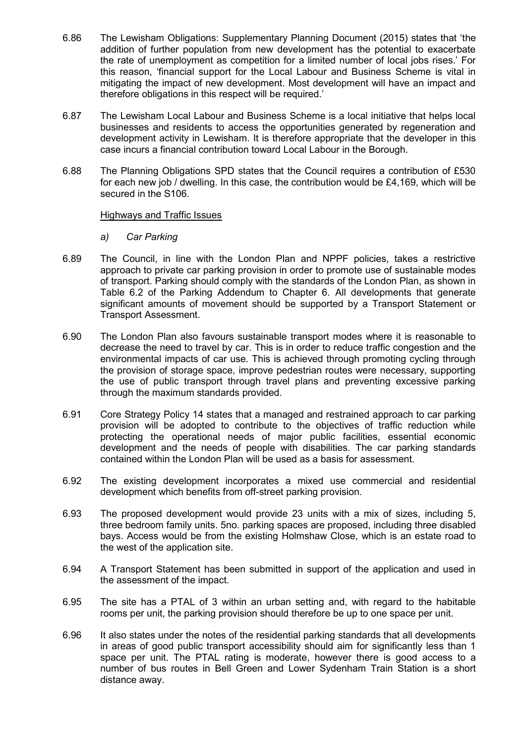6.86 The Lewisham Obligations: Supplementary Planning Document (2015) states that 'the addition of further population from new development has the potential to exacerbate the rate of unemployment as competition for a limited number of local jobs rises.' For this reason, 'financial support for the Local Labour and Business Scheme is vital in mitigating the impact of new development. Most development will have an impact and therefore obligations in this respect will be required.'

6.87 The Lewisham Local Labour and Business Scheme is a local initiative that helps local businesses and residents to access the opportunities generated by regeneration and development activity in Lewisham. It is therefore appropriate that the developer in this case incurs a financial contribution toward Local Labour in the Borough.

6.88 The Planning Obligations SPD states that the Council requires a contribution of £530 for each new job / dwelling. In this case, the contribution would be £4,169, which will be secured in the S106.

<u>Highways and Traffic Issues</u>

*a) Car Parking*

6.89 The Council, in line with the London Plan and NPPF policies, takes a restrictive approach to private car parking provision in order to promote use of sustainable modes of transport. Parking should comply with the standards of the London Plan, as shown in Table 6.2 of the Parking Addendum to Chapter 6. All developments that generate significant amounts of movement should be supported by a Transport Statement or Transport Assessment.

6.90 The London Plan also favours sustainable transport modes where it is reasonable to decrease the need to travel by car. This is in order to reduce traffic congestion and the environmental impacts of car use. This is achieved through promoting cycling through the provision of storage space, improve pedestrian routes were necessary, supporting the use of public transport through travel plans and preventing excessive parking through the maximum standards provided.

6.91 Core Strategy Policy 14 states that a managed and restrained approach to car parking provision will be adopted to contribute to the objectives of traffic reduction while protecting the operational needs of major public facilities, essential economic development and the needs of people with disabilities. The car parking standards contained within the London Plan will be used as a basis for assessment.

6.92 The existing development incorporates a mixed use commercial and residential development which benefits from off-street parking provision.

6.93 The proposed development would provide 23 units with a mix of sizes, including 5, three bedroom family units. 5no. parking spaces are proposed, including three disabled bays. Access would be from the existing Holmshaw Close, which is an estate road to the west of the application site.

6.94 A Transport Statement has been submitted in support of the application and used in the assessment of the impact.

6.95 The site has a PTAL of 3 within an urban setting and, with regard to the habitable rooms per unit, the parking provision should therefore be up to one space per unit.

6.96 It also states under the notes of the residential parking standards that all developments in areas of good public transport accessibility should aim for significantly less than 1 space per unit. The PTAL rating is moderate, however there is good access to a number of bus routes in Bell Green and Lower Sydenham Train Station is a short distance away.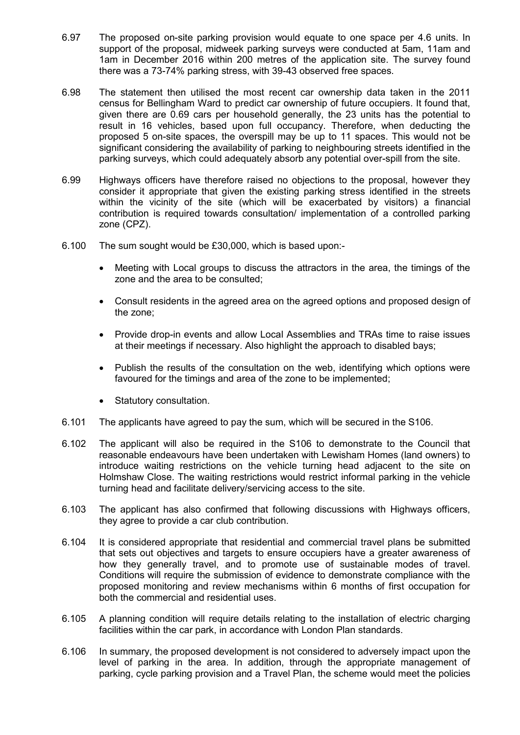6.97 The proposed on-site parking provision would equate to one space per 4.6 units. In support of the proposal, midweek parking surveys were conducted at 5am, 11am and 1am in December 2016 within 200 metres of the application site. The survey found there was a 73-74% parking stress, with 39-43 observed free spaces.

6.98 The statement then utilised the most recent car ownership data taken in the 2011 census for Bellingham Ward to predict car ownership of future occupiers. It found that, given there are 0.69 cars per household generally, the 23 units has the potential to result in 16 vehicles, based upon full occupancy. Therefore, when deducting the proposed 5 on-site spaces, the overspill may be up to 11 spaces. This would not be significant considering the availability of parking to neighbouring streets identified in the parking surveys, which could adequately absorb any potential over-spill from the site.

6.99 Highways officers have therefore raised no objections to the proposal, however they consider it appropriate that given the existing parking stress identified in the streets within the vicinity of the site (which will be exacerbated by visitors) a financial contribution is required towards consultation/ implementation of a controlled parking zone (CPZ).

6.100 The sum sought would be £30,000, which is based upon:-

- Meeting with Local groups to discuss the attractors in the area, the timings of the zone and the area to be consulted;
- Consult residents in the agreed area on the agreed options and proposed design of the zone;
- Provide drop-in events and allow Local Assemblies and TRAs time to raise issues at their meetings if necessary. Also highlight the approach to disabled bays;
- Publish the results of the consultation on the web, identifying which options were favoured for the timings and area of the zone to be implemented;
- Statutory consultation.

6.101 The applicants have agreed to pay the sum, which will be secured in the S106.

6.102 The applicant will also be required in the S106 to demonstrate to the Council that reasonable endeavours have been undertaken with Lewisham Homes (land owners) to introduce waiting restrictions on the vehicle turning head adjacent to the site on Holmshaw Close. The waiting restrictions would restrict informal parking in the vehicle turning head and facilitate delivery/servicing access to the site.

6.103 The applicant has also confirmed that following discussions with Highways officers, they agree to provide a car club contribution.

6.104 It is considered appropriate that residential and commercial travel plans be submitted that sets out objectives and targets to ensure occupiers have a greater awareness of how they generally travel, and to promote use of sustainable modes of travel. Conditions will require the submission of evidence to demonstrate compliance with the proposed monitoring and review mechanisms within 6 months of first occupation for both the commercial and residential uses.

6.105 A planning condition will require details relating to the installation of electric charging facilities within the car park, in accordance with London Plan standards.

6.106 In summary, the proposed development is not considered to adversely impact upon the level of parking in the area. In addition, through the appropriate management of parking, cycle parking provision and a Travel Plan, the scheme would meet the policies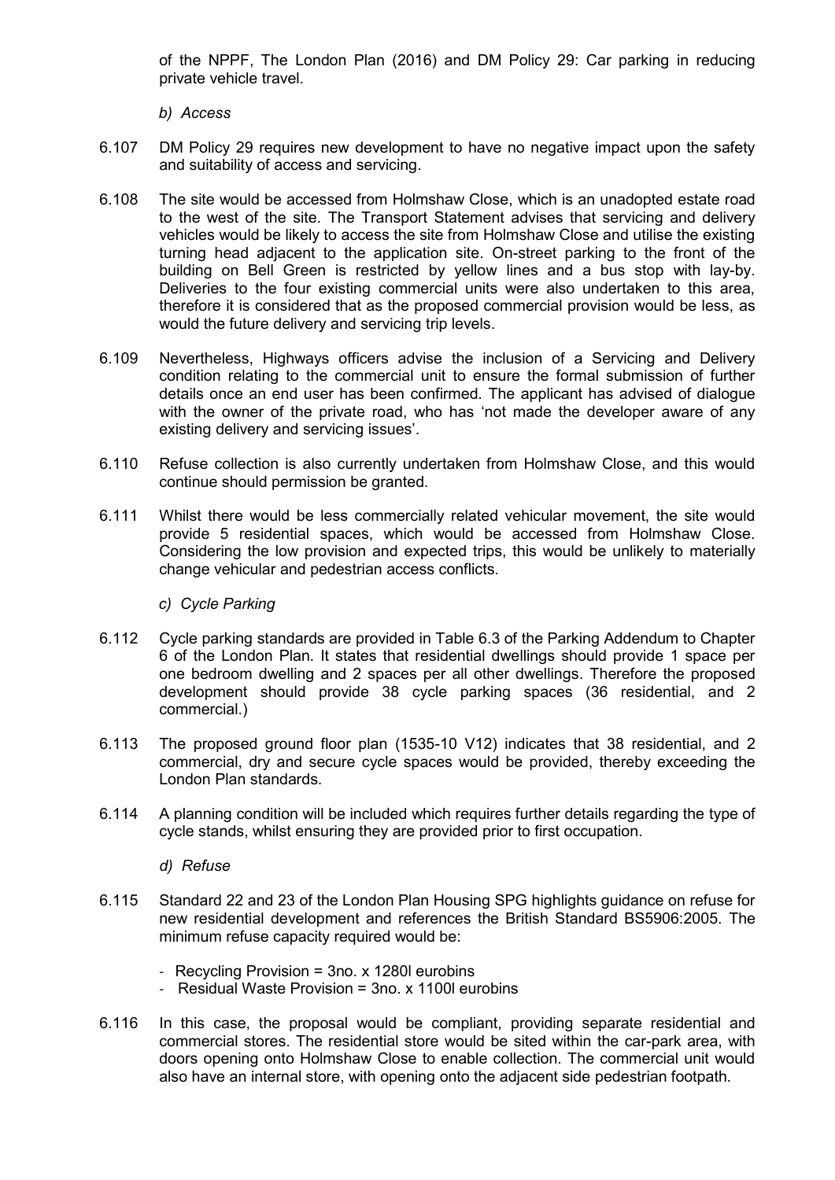of the NPPF, The London Plan (2016) and DM Policy 29: Car parking in reducing private vehicle travel.

*b) Access*

6.107 DM Policy 29 requires new development to have no negative impact upon the safety and suitability of access and servicing.

6.108 The site would be accessed from Holmshaw Close, which is an unadopted estate road to the west of the site. The Transport Statement advises that servicing and delivery vehicles would be likely to access the site from Holmshaw Close and utilise the existing turning head adjacent to the application site. On-street parking to the front of the building on Bell Green is restricted by yellow lines and a bus stop with lay-by. Deliveries to the four existing commercial units were also undertaken to this area, therefore it is considered that as the proposed commercial provision would be less, as would the future delivery and servicing trip levels.

6.109 Nevertheless, Highways officers advise the inclusion of a Servicing and Delivery condition relating to the commercial unit to ensure the formal submission of further details once an end user has been confirmed. The applicant has advised of dialogue with the owner of the private road, who has 'not made the developer aware of any existing delivery and servicing issues'.

6.110 Refuse collection is also currently undertaken from Holmshaw Close, and this would continue should permission be granted.

6.111 Whilst there would be less commercially related vehicular movement, the site would provide 5 residential spaces, which would be accessed from Holmshaw Close. Considering the low provision and expected trips, this would be unlikely to materially change vehicular and pedestrian access conflicts.

*c) Cycle Parking*

6.112 Cycle parking standards are provided in Table 6.3 of the Parking Addendum to Chapter 6 of the London Plan. It states that residential dwellings should provide 1 space per one bedroom dwelling and 2 spaces per all other dwellings. Therefore the proposed development should provide 38 cycle parking spaces (36 residential, and 2 commercial.)

6.113 The proposed ground floor plan (1535-10 V12) indicates that 38 residential, and 2 commercial, dry and secure cycle spaces would be provided, thereby exceeding the London Plan standards.

6.114 A planning condition will be included which requires further details regarding the type of cycle stands, whilst ensuring they are provided prior to first occupation.

*d) Refuse*

6.115 Standard 22 and 23 of the London Plan Housing SPG highlights guidance on refuse for new residential development and references the British Standard BS5906:2005. The minimum refuse capacity required would be:

- Recycling Provision = 3no. x 1280l eurobins
- Residual Waste Provision = 3no. x 1100l eurobins

6.116 In this case, the proposal would be compliant, providing separate residential and commercial stores. The residential store would be sited within the car-park area, with doors opening onto Holmshaw Close to enable collection. The commercial unit would also have an internal store, with opening onto the adjacent side pedestrian footpath.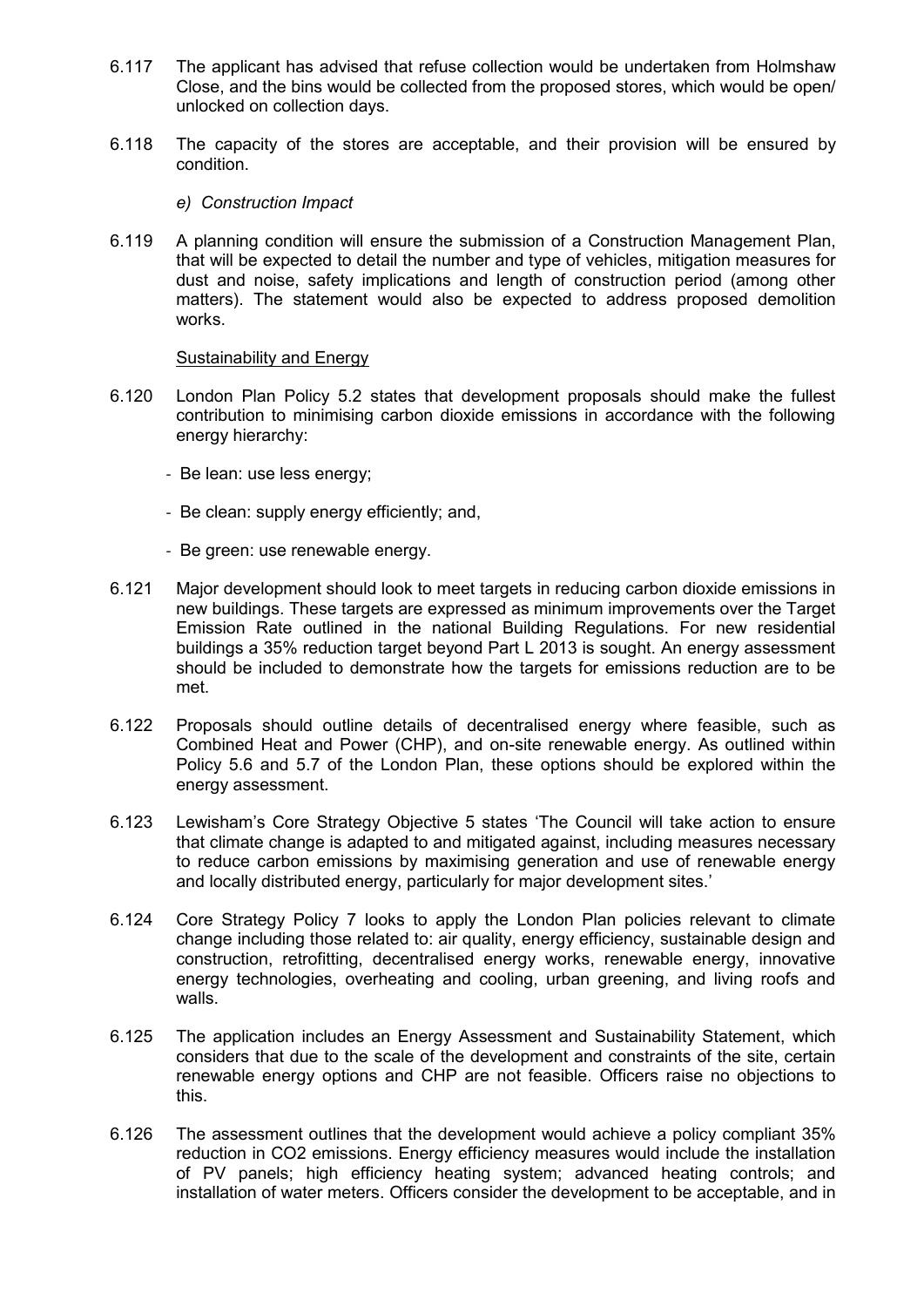6.117 The applicant has advised that refuse collection would be undertaken from Holmshaw Close, and the bins would be collected from the proposed stores, which would be open/ unlocked on collection days.

6.118 The capacity of the stores are acceptable, and their provision will be ensured by condition.

*e) Construction Impact*

6.119 A planning condition will ensure the submission of a Construction Management Plan, that will be expected to detail the number and type of vehicles, mitigation measures for dust and noise, safety implications and length of construction period (among other matters). The statement would also be expected to address proposed demolition works.

Sustainability and Energy

6.120 London Plan Policy 5.2 states that development proposals should make the fullest contribution to minimising carbon dioxide emissions in accordance with the following energy hierarchy:

- Be lean: use less energy;
- Be clean: supply energy efficiently; and,
- Be green: use renewable energy.

6.121 Major development should look to meet targets in reducing carbon dioxide emissions in new buildings. These targets are expressed as minimum improvements over the Target Emission Rate outlined in the national Building Regulations. For new residential buildings a 35% reduction target beyond Part L 2013 is sought. An energy assessment should be included to demonstrate how the targets for emissions reduction are to be met.

6.122 Proposals should outline details of decentralised energy where feasible, such as Combined Heat and Power (CHP), and on-site renewable energy. As outlined within Policy 5.6 and 5.7 of the London Plan, these options should be explored within the energy assessment.

6.123 Lewisham's Core Strategy Objective 5 states 'The Council will take action to ensure that climate change is adapted to and mitigated against, including measures necessary to reduce carbon emissions by maximising generation and use of renewable energy and locally distributed energy, particularly for major development sites.'

6.124 Core Strategy Policy 7 looks to apply the London Plan policies relevant to climate change including those related to: air quality, energy efficiency, sustainable design and construction, retrofitting, decentralised energy works, renewable energy, innovative energy technologies, overheating and cooling, urban greening, and living roofs and walls.

6.125 The application includes an Energy Assessment and Sustainability Statement, which considers that due to the scale of the development and constraints of the site, certain renewable energy options and CHP are not feasible. Officers raise no objections to this.

6.126 The assessment outlines that the development would achieve a policy compliant 35% reduction in $CO_2$ emissions. Energy efficiency measures would include the installation of PV panels; high efficiency heating system; advanced heating controls; and installation of water meters. Officers consider the development to be acceptable, and in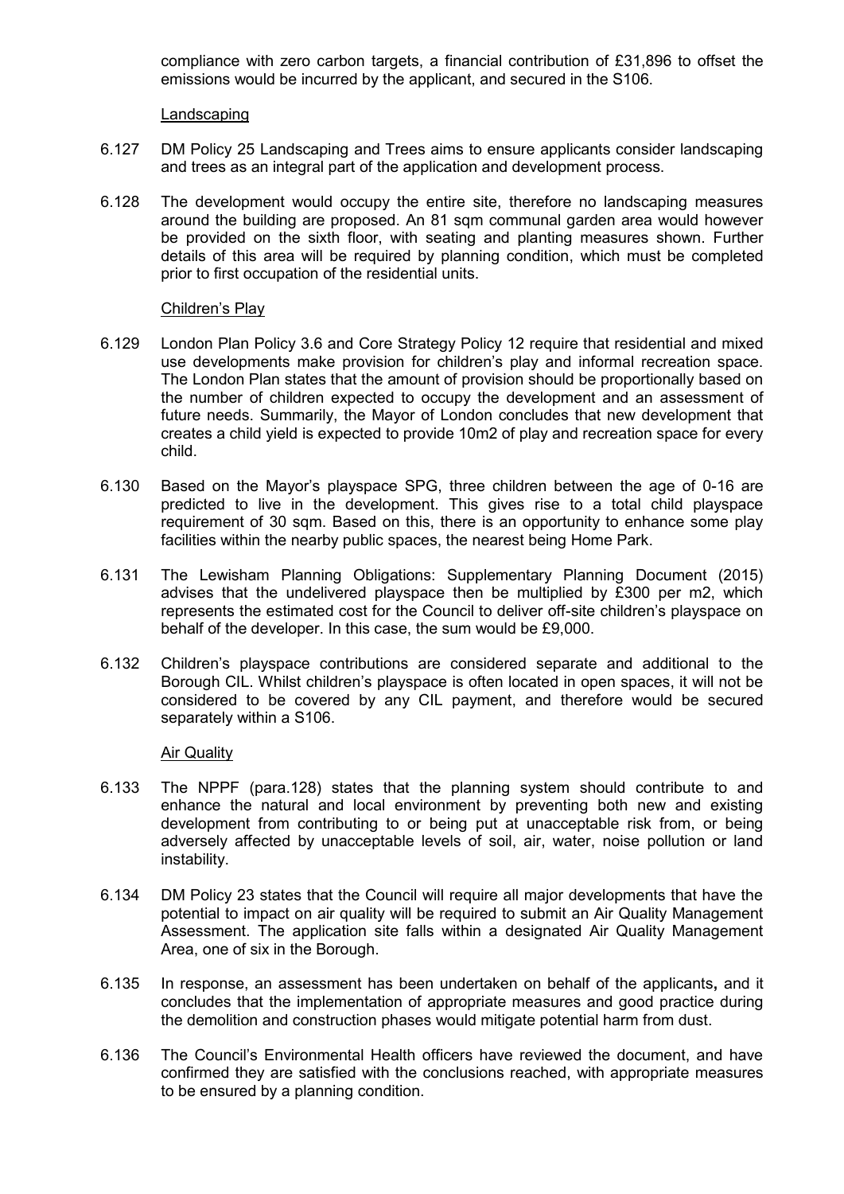compliance with zero carbon targets, a financial contribution of £31,896 to offset the emissions would be incurred by the applicant, and secured in the S106.

<u>Landscaping</u>

6.127 DM Policy 25 Landscaping and Trees aims to ensure applicants consider landscaping and trees as an integral part of the application and development process.

6.128 The development would occupy the entire site, therefore no landscaping measures around the building are proposed. An 81 sqm communal garden area would however be provided on the sixth floor, with seating and planting measures shown. Further details of this area will be required by planning condition, which must be completed prior to first occupation of the residential units.

<u>Children's Play</u>

6.129 London Plan Policy 3.6 and Core Strategy Policy 12 require that residential and mixed use developments make provision for children's play and informal recreation space. The London Plan states that the amount of provision should be proportionally based on the number of children expected to occupy the development and an assessment of future needs. Summarily, the Mayor of London concludes that new development that creates a child yield is expected to provide 10m2 of play and recreation space for every child.

6.130 Based on the Mayor's playspace SPG, three children between the age of 0-16 are predicted to live in the development. This gives rise to a total child playspace requirement of 30 sqm. Based on this, there is an opportunity to enhance some play facilities within the nearby public spaces, the nearest being Home Park.

6.131 The Lewisham Planning Obligations: Supplementary Planning Document (2015) advises that the undelivered playspace then be multiplied by £300 per m2, which represents the estimated cost for the Council to deliver off-site children's playspace on behalf of the developer. In this case, the sum would be £9,000.

6.132 Children's playspace contributions are considered separate and additional to the Borough CIL. Whilst children's playspace is often located in open spaces, it will not be considered to be covered by any CIL payment, and therefore would be secured separately within a S106.

<u>Air Quality</u>

6.133 The NPPF (para.128) states that the planning system should contribute to and enhance the natural and local environment by preventing both new and existing development from contributing to or being put at unacceptable risk from, or being adversely affected by unacceptable levels of soil, air, water, noise pollution or land instability.

6.134 DM Policy 23 states that the Council will require all major developments that have the potential to impact on air quality will be required to submit an Air Quality Management Assessment. The application site falls within a designated Air Quality Management Area, one of six in the Borough.

6.135 In response, an assessment has been undertaken on behalf of the applicants**,** and it concludes that the implementation of appropriate measures and good practice during the demolition and construction phases would mitigate potential harm from dust.

6.136 The Council's Environmental Health officers have reviewed the document, and have confirmed they are satisfied with the conclusions reached, with appropriate measures to be ensured by a planning condition.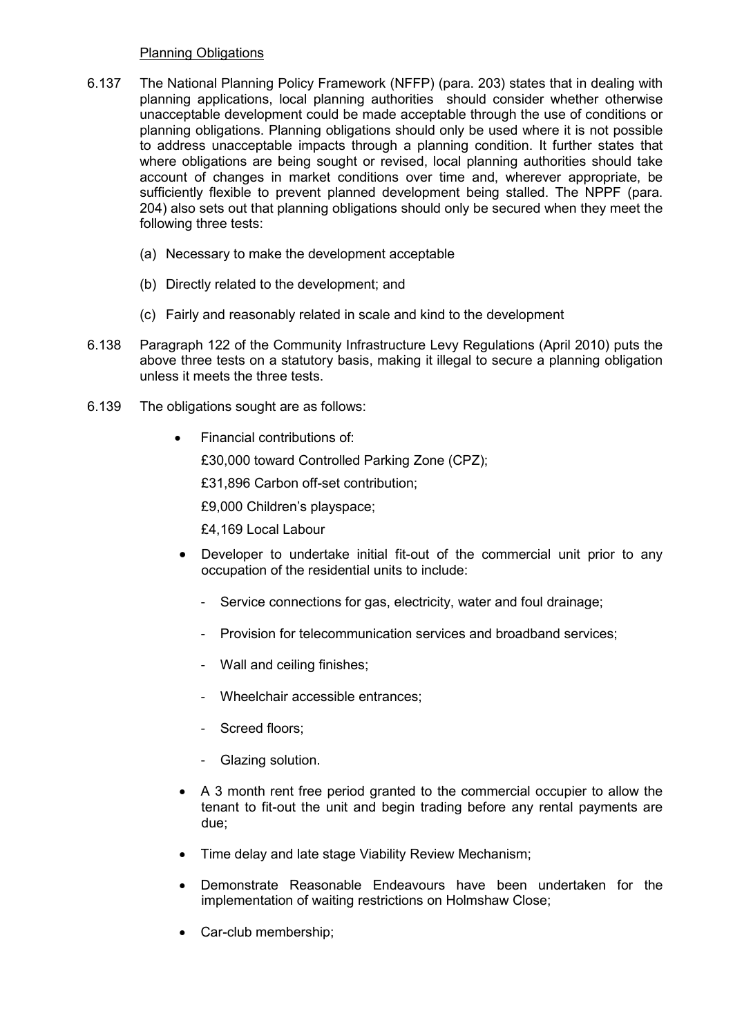Planning Obligations

6.137 The National Planning Policy Framework (NFFP) (para. 203) states that in dealing with planning applications, local planning authorities should consider whether otherwise unacceptable development could be made acceptable through the use of conditions or planning obligations. Planning obligations should only be used where it is not possible to address unacceptable impacts through a planning condition. It further states that where obligations are being sought or revised, local planning authorities should take account of changes in market conditions over time and, wherever appropriate, be sufficiently flexible to prevent planned development being stalled. The NPPF (para. 204) also sets out that planning obligations should only be secured when they meet the following three tests:

(a) Necessary to make the development acceptable

(b) Directly related to the development; and

(c) Fairly and reasonably related in scale and kind to the development

6.138 Paragraph 122 of the Community Infrastructure Levy Regulations (April 2010) puts the above three tests on a statutory basis, making it illegal to secure a planning obligation unless it meets the three tests.

6.139 The obligations sought are as follows:

- Financial contributions of:

  £30,000 toward Controlled Parking Zone (CPZ);

  £31,896 Carbon off-set contribution;

  £9,000 Children's playspace;

  £4,169 Local Labour

- Developer to undertake initial fit-out of the commercial unit prior to any occupation of the residential units to include:
  - Service connections for gas, electricity, water and foul drainage;
  - Provision for telecommunication services and broadband services;
  - Wall and ceiling finishes;
  - Wheelchair accessible entrances;
  - Screed floors;
  - Glazing solution.

- A 3 month rent free period granted to the commercial occupier to allow the tenant to fit-out the unit and begin trading before any rental payments are due;

- Time delay and late stage Viability Review Mechanism;

- Demonstrate Reasonable Endeavours have been undertaken for the implementation of waiting restrictions on Holmshaw Close;

- Car-club membership;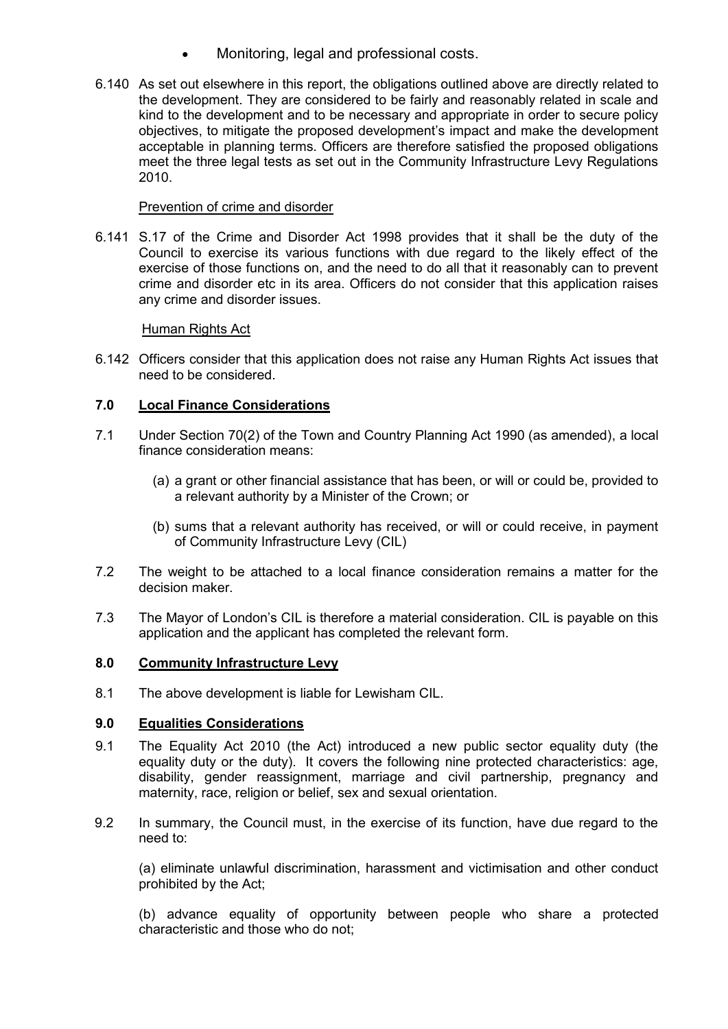- Monitoring, legal and professional costs.

6.140 As set out elsewhere in this report, the obligations outlined above are directly related to the development. They are considered to be fairly and reasonably related in scale and kind to the development and to be necessary and appropriate in order to secure policy objectives, to mitigate the proposed development's impact and make the development acceptable in planning terms. Officers are therefore satisfied the proposed obligations meet the three legal tests as set out in the Community Infrastructure Levy Regulations 2010.

Prevention of crime and disorder

6.141 S.17 of the Crime and Disorder Act 1998 provides that it shall be the duty of the Council to exercise its various functions with due regard to the likely effect of the exercise of those functions on, and the need to do all that it reasonably can to prevent crime and disorder etc in its area. Officers do not consider that this application raises any crime and disorder issues.

Human Rights Act

6.142 Officers consider that this application does not raise any Human Rights Act issues that need to be considered.

## 7.0 Local Finance Considerations

7.1 Under Section 70(2) of the Town and Country Planning Act 1990 (as amended), a local finance consideration means:

(a) a grant or other financial assistance that has been, or will or could be, provided to a relevant authority by a Minister of the Crown; or

(b) sums that a relevant authority has received, or will or could receive, in payment of Community Infrastructure Levy (CIL)

7.2 The weight to be attached to a local finance consideration remains a matter for the decision maker.

7.3 The Mayor of London's CIL is therefore a material consideration. CIL is payable on this application and the applicant has completed the relevant form.

## 8.0 Community Infrastructure Levy

8.1 The above development is liable for Lewisham CIL.

## 9.0 Equalities Considerations

9.1 The Equality Act 2010 (the Act) introduced a new public sector equality duty (the equality duty or the duty). It covers the following nine protected characteristics: age, disability, gender reassignment, marriage and civil partnership, pregnancy and maternity, race, religion or belief, sex and sexual orientation.

9.2 In summary, the Council must, in the exercise of its function, have due regard to the need to:

(a) eliminate unlawful discrimination, harassment and victimisation and other conduct prohibited by the Act;

(b) advance equality of opportunity between people who share a protected characteristic and those who do not;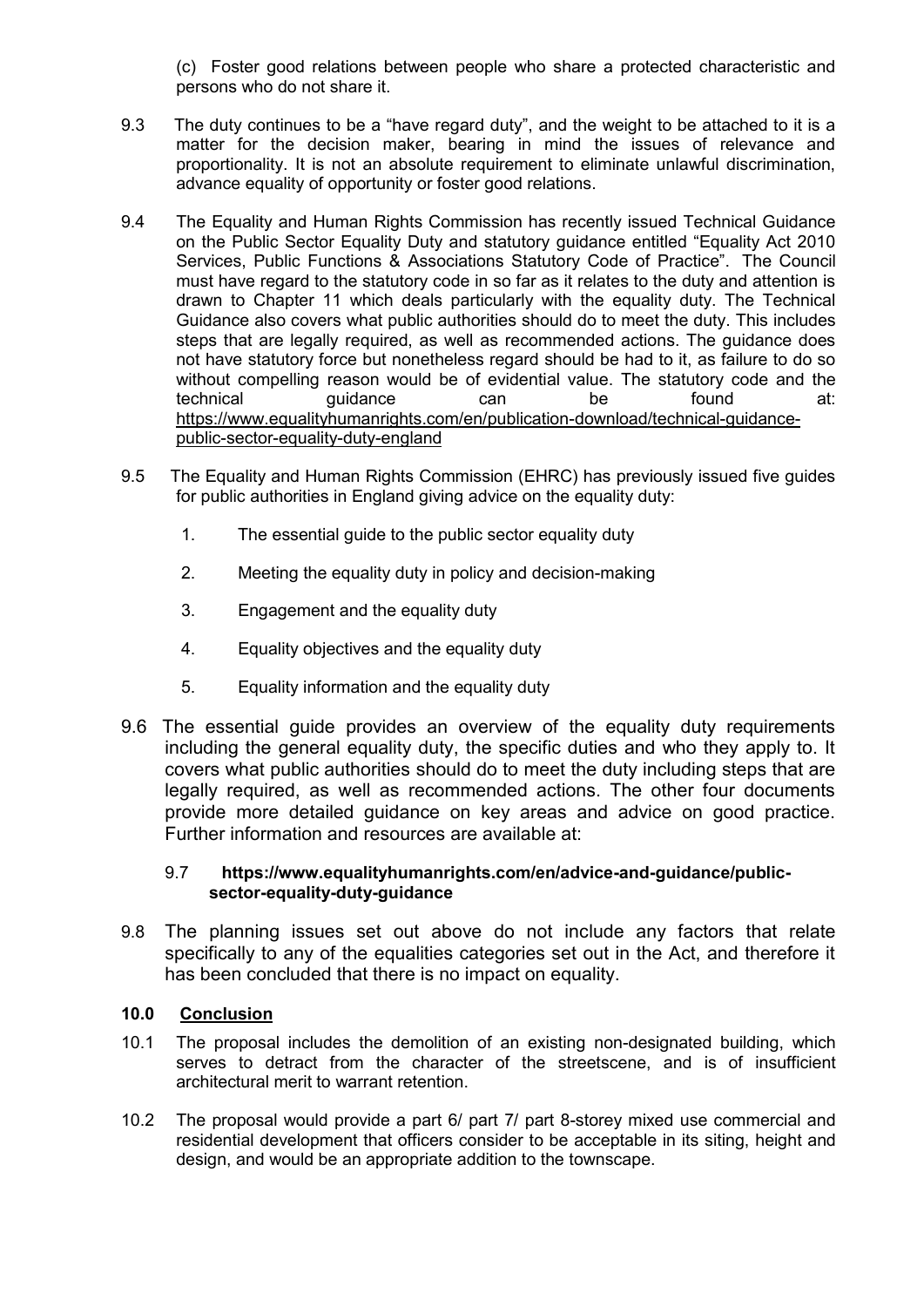(c) Foster good relations between people who share a protected characteristic and persons who do not share it.

9.3 The duty continues to be a "have regard duty", and the weight to be attached to it is a matter for the decision maker, bearing in mind the issues of relevance and proportionality. It is not an absolute requirement to eliminate unlawful discrimination, advance equality of opportunity or foster good relations.

9.4 The Equality and Human Rights Commission has recently issued Technical Guidance on the Public Sector Equality Duty and statutory guidance entitled "Equality Act 2010 Services, Public Functions & Associations Statutory Code of Practice". The Council must have regard to the statutory code in so far as it relates to the duty and attention is drawn to Chapter 11 which deals particularly with the equality duty. The Technical Guidance also covers what public authorities should do to meet the duty. This includes steps that are legally required, as well as recommended actions. The guidance does not have statutory force but nonetheless regard should be had to it, as failure to do so without compelling reason would be of evidential value. The statutory code and the technical guidance can be found at: https://www.equalityhumanrights.com/en/publication-download/technical-guidance-public-sector-equality-duty-england

9.5 The Equality and Human Rights Commission (EHRC) has previously issued five guides for public authorities in England giving advice on the equality duty:

1. The essential guide to the public sector equality duty
2. Meeting the equality duty in policy and decision-making
3. Engagement and the equality duty
4. Equality objectives and the equality duty
5. Equality information and the equality duty

9.6 The essential guide provides an overview of the equality duty requirements including the general equality duty, the specific duties and who they apply to. It covers what public authorities should do to meet the duty including steps that are legally required, as well as recommended actions. The other four documents provide more detailed guidance on key areas and advice on good practice. Further information and resources are available at:

9.7 **https://www.equalityhumanrights.com/en/advice-and-guidance/public-sector-equality-duty-guidance**

9.8 The planning issues set out above do not include any factors that relate specifically to any of the equalities categories set out in the Act, and therefore it has been concluded that there is no impact on equality.

## 10.0 Conclusion

10.1 The proposal includes the demolition of an existing non-designated building, which serves to detract from the character of the streetscene, and is of insufficient architectural merit to warrant retention.

10.2 The proposal would provide a part 6/ part 7/ part 8-storey mixed use commercial and residential development that officers consider to be acceptable in its siting, height and design, and would be an appropriate addition to the townscape.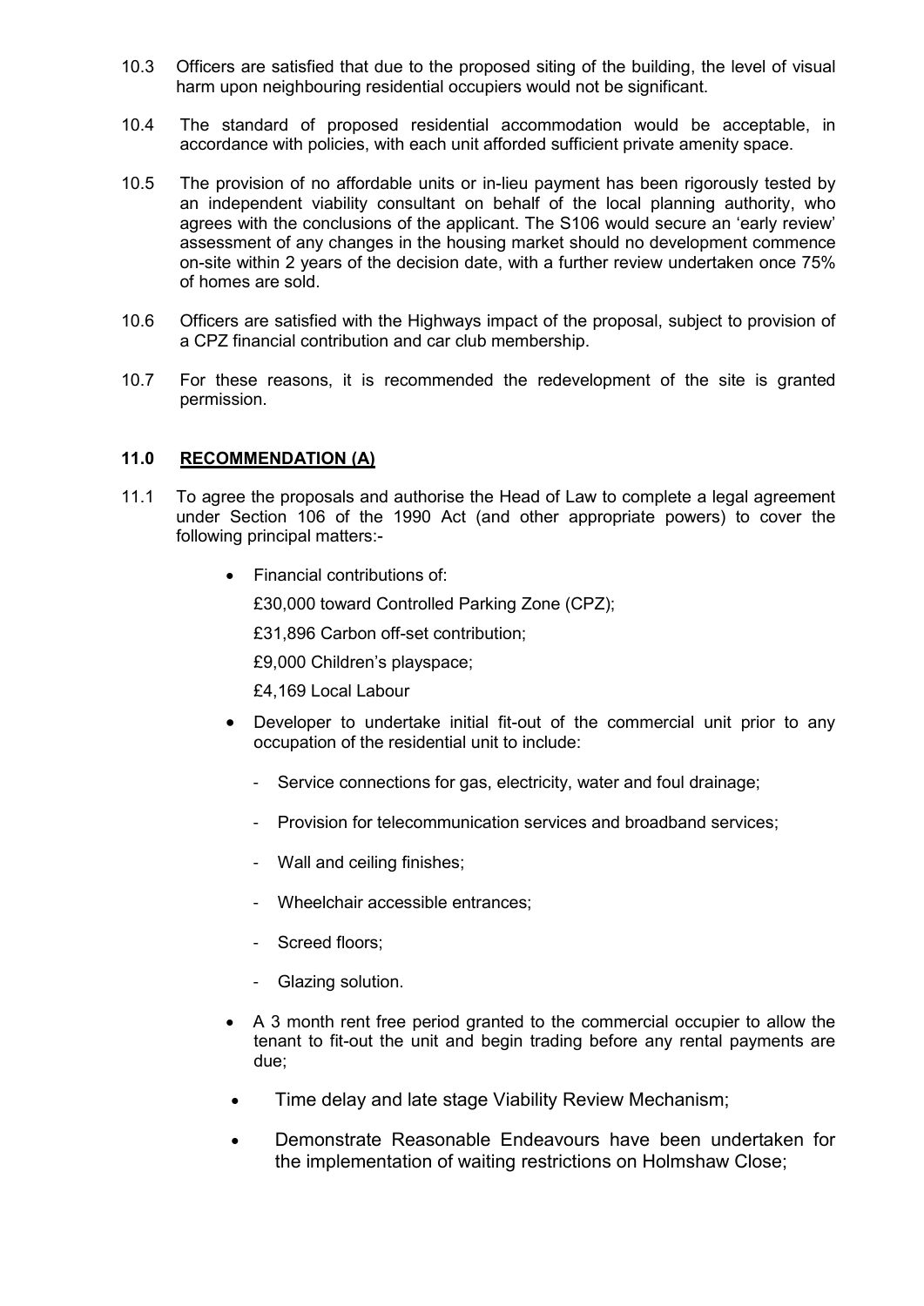10.3 Officers are satisfied that due to the proposed siting of the building, the level of visual harm upon neighbouring residential occupiers would not be significant.

10.4 The standard of proposed residential accommodation would be acceptable, in accordance with policies, with each unit afforded sufficient private amenity space.

10.5 The provision of no affordable units or in-lieu payment has been rigorously tested by an independent viability consultant on behalf of the local planning authority, who agrees with the conclusions of the applicant. The S106 would secure an 'early review' assessment of any changes in the housing market should no development commence on-site within 2 years of the decision date, with a further review undertaken once 75% of homes are sold.

10.6 Officers are satisfied with the Highways impact of the proposal, subject to provision of a CPZ financial contribution and car club membership.

10.7 For these reasons, it is recommended the redevelopment of the site is granted permission.

## 11.0 RECOMMENDATION (A)

11.1 To agree the proposals and authorise the Head of Law to complete a legal agreement under Section 106 of the 1990 Act (and other appropriate powers) to cover the following principal matters:-

- Financial contributions of:

  £30,000 toward Controlled Parking Zone (CPZ);

  £31,896 Carbon off-set contribution;

  £9,000 Children's playspace;

  £4,169 Local Labour

- Developer to undertake initial fit-out of the commercial unit prior to any occupation of the residential unit to include:

  - Service connections for gas, electricity, water and foul drainage;
  - Provision for telecommunication services and broadband services;
  - Wall and ceiling finishes;
  - Wheelchair accessible entrances;
  - Screed floors;
  - Glazing solution.

- A 3 month rent free period granted to the commercial occupier to allow the tenant to fit-out the unit and begin trading before any rental payments are due;

- Time delay and late stage Viability Review Mechanism;

- Demonstrate Reasonable Endeavours have been undertaken for the implementation of waiting restrictions on Holmshaw Close;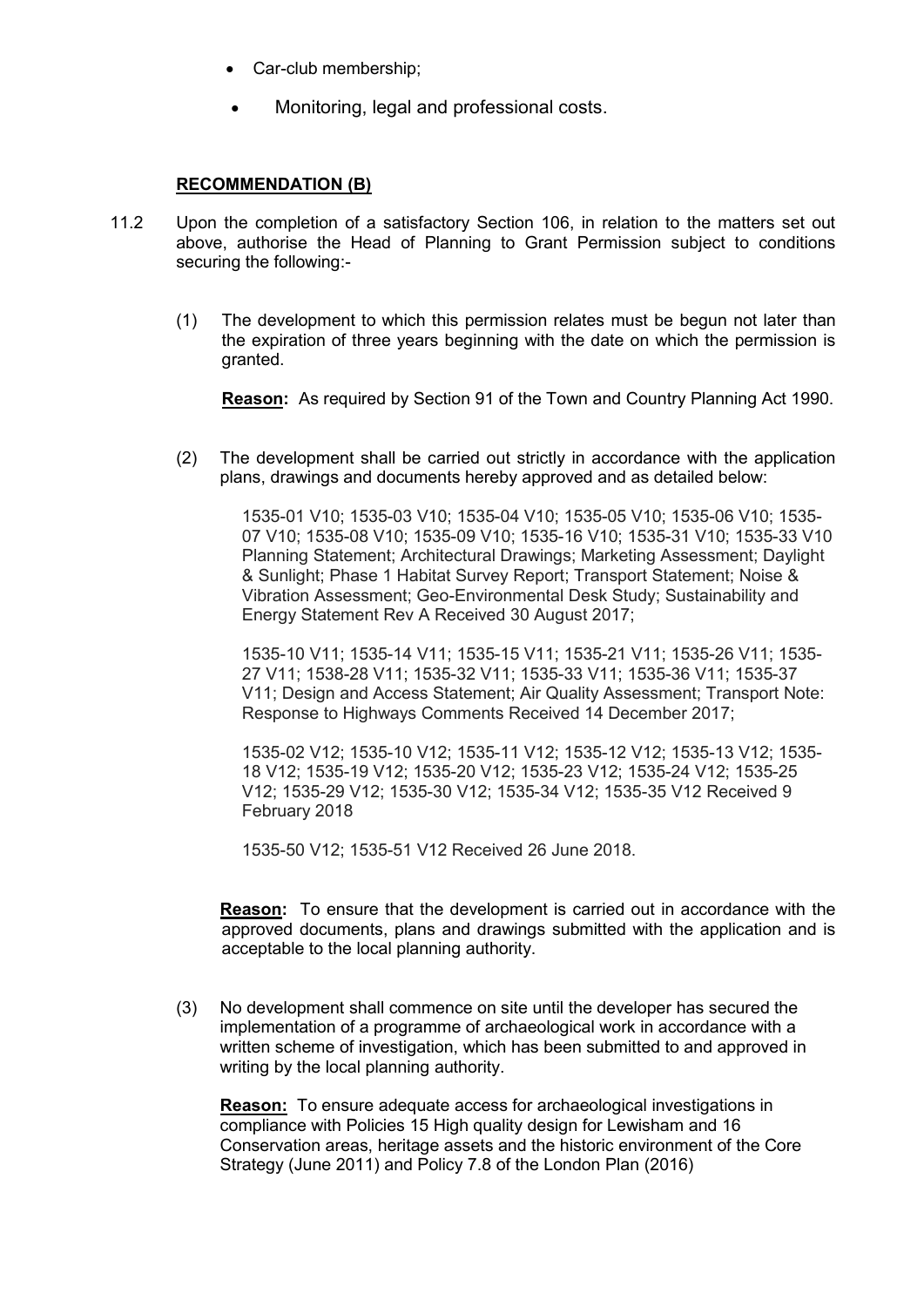- Car-club membership;
- Monitoring, legal and professional costs.

**RECOMMENDATION (B)**

11.2 Upon the completion of a satisfactory Section 106, in relation to the matters set out above, authorise the Head of Planning to Grant Permission subject to conditions securing the following:-

(1) The development to which this permission relates must be begun not later than the expiration of three years beginning with the date on which the permission is granted.

**Reason:** As required by Section 91 of the Town and Country Planning Act 1990.

(2) The development shall be carried out strictly in accordance with the application plans, drawings and documents hereby approved and as detailed below:

1535-01 V10; 1535-03 V10; 1535-04 V10; 1535-05 V10; 1535-06 V10; 1535-07 V10; 1535-08 V10; 1535-09 V10; 1535-16 V10; 1535-31 V10; 1535-33 V10 Planning Statement; Architectural Drawings; Marketing Assessment; Daylight & Sunlight; Phase 1 Habitat Survey Report; Transport Statement; Noise & Vibration Assessment; Geo-Environmental Desk Study; Sustainability and Energy Statement Rev A Received 30 August 2017;

1535-10 V11; 1535-14 V11; 1535-15 V11; 1535-21 V11; 1535-26 V11; 1535-27 V11; 1538-28 V11; 1535-32 V11; 1535-33 V11; 1535-36 V11; 1535-37 V11; Design and Access Statement; Air Quality Assessment; Transport Note: Response to Highways Comments Received 14 December 2017;

1535-02 V12; 1535-10 V12; 1535-11 V12; 1535-12 V12; 1535-13 V12; 1535-18 V12; 1535-19 V12; 1535-20 V12; 1535-23 V12; 1535-24 V12; 1535-25 V12; 1535-29 V12; 1535-30 V12; 1535-34 V12; 1535-35 V12 Received 9 February 2018

1535-50 V12; 1535-51 V12 Received 26 June 2018.

**Reason:** To ensure that the development is carried out in accordance with the approved documents, plans and drawings submitted with the application and is acceptable to the local planning authority.

(3) No development shall commence on site until the developer has secured the implementation of a programme of archaeological work in accordance with a written scheme of investigation, which has been submitted to and approved in writing by the local planning authority.

**Reason:** To ensure adequate access for archaeological investigations in compliance with Policies 15 High quality design for Lewisham and 16 Conservation areas, heritage assets and the historic environment of the Core Strategy (June 2011) and Policy 7.8 of the London Plan (2016)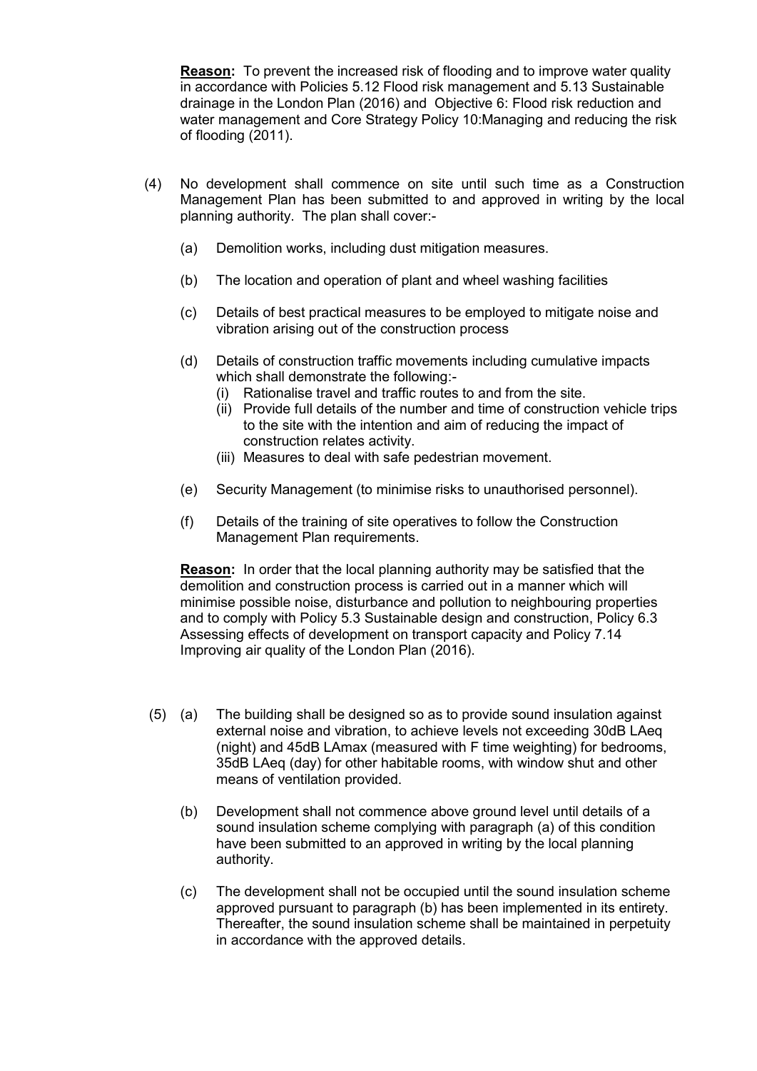**Reason:** To prevent the increased risk of flooding and to improve water quality in accordance with Policies 5.12 Flood risk management and 5.13 Sustainable drainage in the London Plan (2016) and Objective 6: Flood risk reduction and water management and Core Strategy Policy 10:Managing and reducing the risk of flooding (2011).

(4) No development shall commence on site until such time as a Construction Management Plan has been submitted to and approved in writing by the local planning authority. The plan shall cover:-

(a) Demolition works, including dust mitigation measures.

(b) The location and operation of plant and wheel washing facilities

(c) Details of best practical measures to be employed to mitigate noise and vibration arising out of the construction process

(d) Details of construction traffic movements including cumulative impacts which shall demonstrate the following:-
   (i) Rationalise travel and traffic routes to and from the site.
   (ii) Provide full details of the number and time of construction vehicle trips to the site with the intention and aim of reducing the impact of construction relates activity.
   (iii) Measures to deal with safe pedestrian movement.

(e) Security Management (to minimise risks to unauthorised personnel).

(f) Details of the training of site operatives to follow the Construction Management Plan requirements.

**Reason:** In order that the local planning authority may be satisfied that the demolition and construction process is carried out in a manner which will minimise possible noise, disturbance and pollution to neighbouring properties and to comply with Policy 5.3 Sustainable design and construction, Policy 6.3 Assessing effects of development on transport capacity and Policy 7.14 Improving air quality of the London Plan (2016).

(5) (a) The building shall be designed so as to provide sound insulation against external noise and vibration, to achieve levels not exceeding 30dB LAeq (night) and 45dB LAmax (measured with F time weighting) for bedrooms, 35dB LAeq (day) for other habitable rooms, with window shut and other means of ventilation provided.

(b) Development shall not commence above ground level until details of a sound insulation scheme complying with paragraph (a) of this condition have been submitted to an approved in writing by the local planning authority.

(c) The development shall not be occupied until the sound insulation scheme approved pursuant to paragraph (b) has been implemented in its entirety. Thereafter, the sound insulation scheme shall be maintained in perpetuity in accordance with the approved details.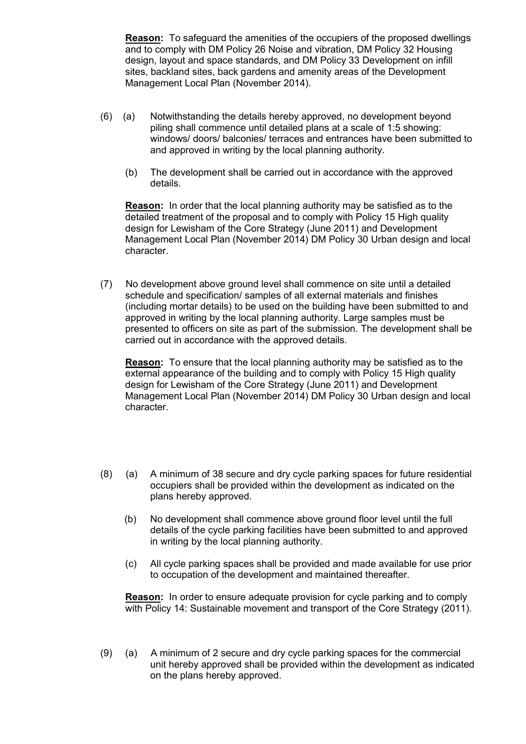**Reason:** To safeguard the amenities of the occupiers of the proposed dwellings and to comply with DM Policy 26 Noise and vibration, DM Policy 32 Housing design, layout and space standards, and DM Policy 33 Development on infill sites, backland sites, back gardens and amenity areas of the Development Management Local Plan (November 2014).

(6) (a) Notwithstanding the details hereby approved, no development beyond piling shall commence until detailed plans at a scale of 1:5 showing: windows/ doors/ balconies/ terraces and entrances have been submitted to and approved in writing by the local planning authority.

(b) The development shall be carried out in accordance with the approved details.

**Reason:** In order that the local planning authority may be satisfied as to the detailed treatment of the proposal and to comply with Policy 15 High quality design for Lewisham of the Core Strategy (June 2011) and Development Management Local Plan (November 2014) DM Policy 30 Urban design and local character.

(7) No development above ground level shall commence on site until a detailed schedule and specification/ samples of all external materials and finishes (including mortar details) to be used on the building have been submitted to and approved in writing by the local planning authority. Large samples must be presented to officers on site as part of the submission. The development shall be carried out in accordance with the approved details.

**Reason:** To ensure that the local planning authority may be satisfied as to the external appearance of the building and to comply with Policy 15 High quality design for Lewisham of the Core Strategy (June 2011) and Development Management Local Plan (November 2014) DM Policy 30 Urban design and local character.

(8) (a) A minimum of 38 secure and dry cycle parking spaces for future residential occupiers shall be provided within the development as indicated on the plans hereby approved.

(b) No development shall commence above ground floor level until the full details of the cycle parking facilities have been submitted to and approved in writing by the local planning authority.

(c) All cycle parking spaces shall be provided and made available for use prior to occupation of the development and maintained thereafter.

**Reason:** In order to ensure adequate provision for cycle parking and to comply with Policy 14: Sustainable movement and transport of the Core Strategy (2011).

(9) (a) A minimum of 2 secure and dry cycle parking spaces for the commercial unit hereby approved shall be provided within the development as indicated on the plans hereby approved.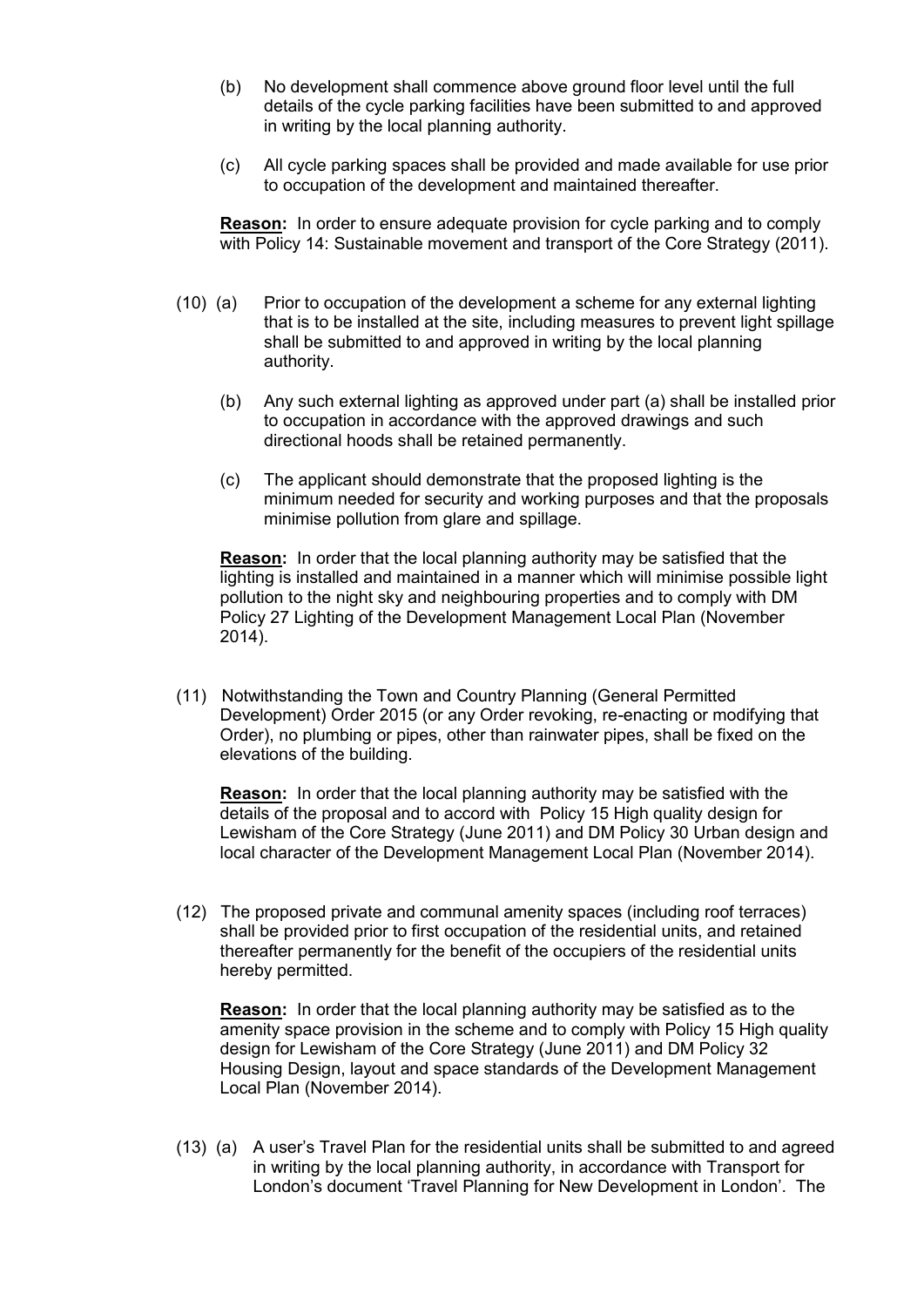(b) No development shall commence above ground floor level until the full details of the cycle parking facilities have been submitted to and approved in writing by the local planning authority.

(c) All cycle parking spaces shall be provided and made available for use prior to occupation of the development and maintained thereafter.

**Reason:** In order to ensure adequate provision for cycle parking and to comply with Policy 14: Sustainable movement and transport of the Core Strategy (2011).

(10) (a) Prior to occupation of the development a scheme for any external lighting that is to be installed at the site, including measures to prevent light spillage shall be submitted to and approved in writing by the local planning authority.

(b) Any such external lighting as approved under part (a) shall be installed prior to occupation in accordance with the approved drawings and such directional hoods shall be retained permanently.

(c) The applicant should demonstrate that the proposed lighting is the minimum needed for security and working purposes and that the proposals minimise pollution from glare and spillage.

**Reason:** In order that the local planning authority may be satisfied that the lighting is installed and maintained in a manner which will minimise possible light pollution to the night sky and neighbouring properties and to comply with DM Policy 27 Lighting of the Development Management Local Plan (November 2014).

(11) Notwithstanding the Town and Country Planning (General Permitted Development) Order 2015 (or any Order revoking, re-enacting or modifying that Order), no plumbing or pipes, other than rainwater pipes, shall be fixed on the elevations of the building.

**Reason:** In order that the local planning authority may be satisfied with the details of the proposal and to accord with Policy 15 High quality design for Lewisham of the Core Strategy (June 2011) and DM Policy 30 Urban design and local character of the Development Management Local Plan (November 2014).

(12) The proposed private and communal amenity spaces (including roof terraces) shall be provided prior to first occupation of the residential units, and retained thereafter permanently for the benefit of the occupiers of the residential units hereby permitted.

**Reason:** In order that the local planning authority may be satisfied as to the amenity space provision in the scheme and to comply with Policy 15 High quality design for Lewisham of the Core Strategy (June 2011) and DM Policy 32 Housing Design, layout and space standards of the Development Management Local Plan (November 2014).

(13) (a) A user's Travel Plan for the residential units shall be submitted to and agreed in writing by the local planning authority, in accordance with Transport for London's document 'Travel Planning for New Development in London'. The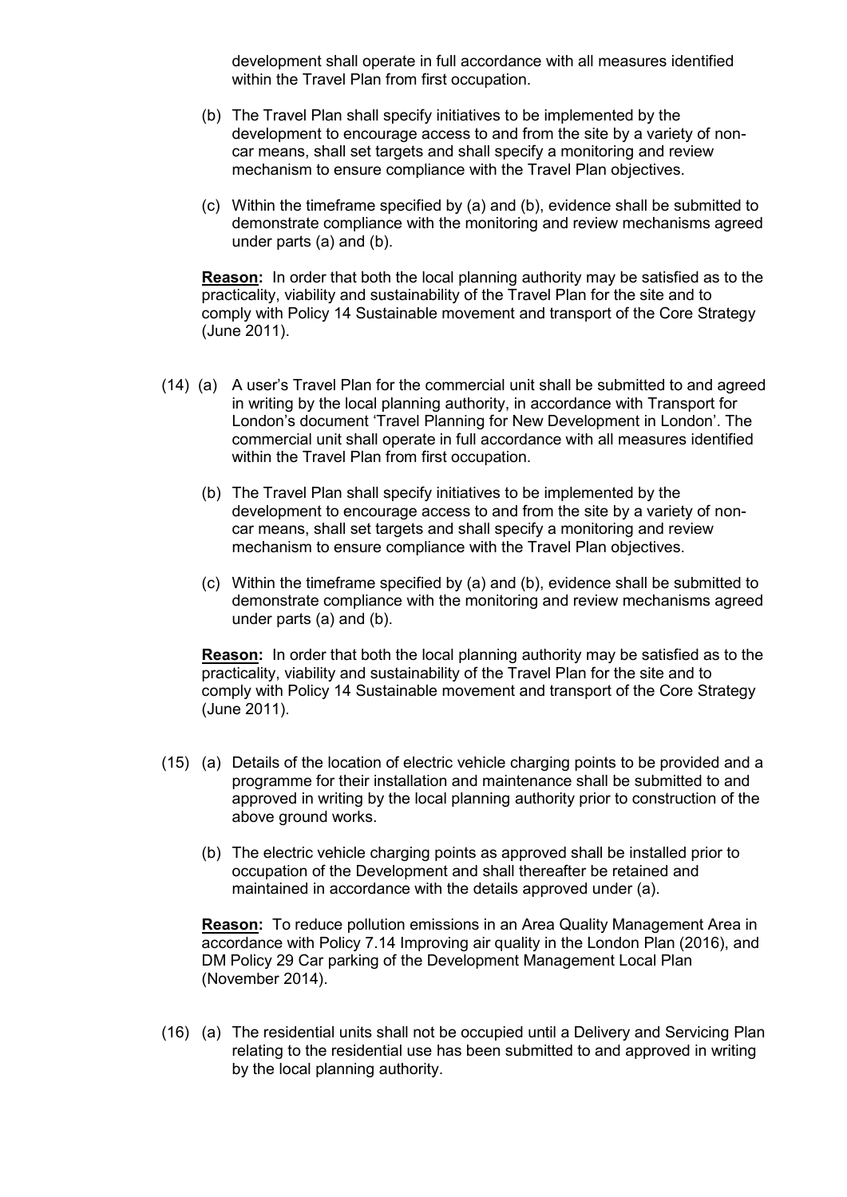development shall operate in full accordance with all measures identified within the Travel Plan from first occupation.

(b) The Travel Plan shall specify initiatives to be implemented by the development to encourage access to and from the site by a variety of non-car means, shall set targets and shall specify a monitoring and review mechanism to ensure compliance with the Travel Plan objectives.

(c) Within the timeframe specified by (a) and (b), evidence shall be submitted to demonstrate compliance with the monitoring and review mechanisms agreed under parts (a) and (b).

**Reason:** In order that both the local planning authority may be satisfied as to the practicality, viability and sustainability of the Travel Plan for the site and to comply with Policy 14 Sustainable movement and transport of the Core Strategy (June 2011).

(14) (a) A user's Travel Plan for the commercial unit shall be submitted to and agreed in writing by the local planning authority, in accordance with Transport for London's document 'Travel Planning for New Development in London'. The commercial unit shall operate in full accordance with all measures identified within the Travel Plan from first occupation.

(b) The Travel Plan shall specify initiatives to be implemented by the development to encourage access to and from the site by a variety of non-car means, shall set targets and shall specify a monitoring and review mechanism to ensure compliance with the Travel Plan objectives.

(c) Within the timeframe specified by (a) and (b), evidence shall be submitted to demonstrate compliance with the monitoring and review mechanisms agreed under parts (a) and (b).

**Reason:** In order that both the local planning authority may be satisfied as to the practicality, viability and sustainability of the Travel Plan for the site and to comply with Policy 14 Sustainable movement and transport of the Core Strategy (June 2011).

(15) (a) Details of the location of electric vehicle charging points to be provided and a programme for their installation and maintenance shall be submitted to and approved in writing by the local planning authority prior to construction of the above ground works.

(b) The electric vehicle charging points as approved shall be installed prior to occupation of the Development and shall thereafter be retained and maintained in accordance with the details approved under (a).

**Reason:** To reduce pollution emissions in an Area Quality Management Area in accordance with Policy 7.14 Improving air quality in the London Plan (2016), and DM Policy 29 Car parking of the Development Management Local Plan (November 2014).

(16) (a) The residential units shall not be occupied until a Delivery and Servicing Plan relating to the residential use has been submitted to and approved in writing by the local planning authority.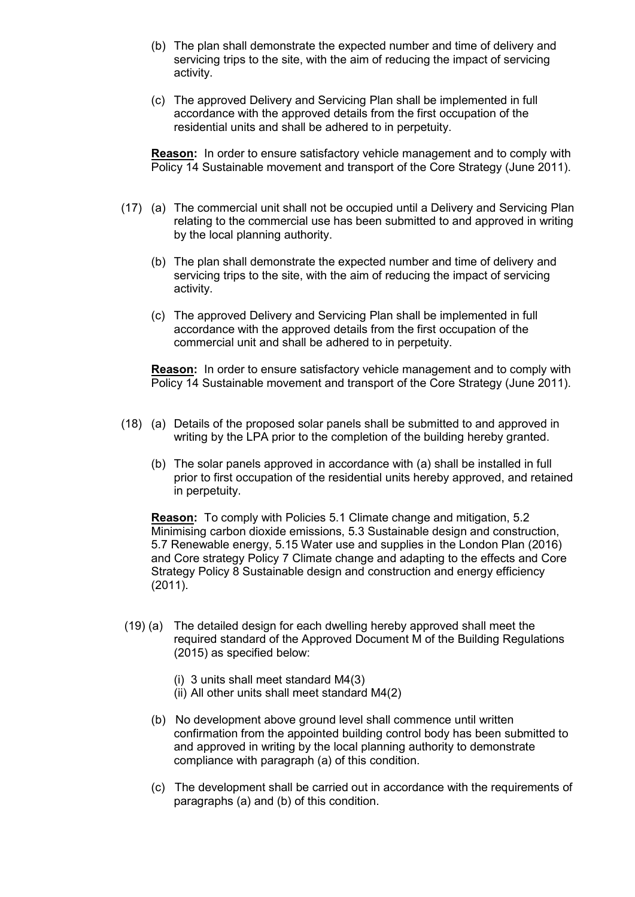(b) The plan shall demonstrate the expected number and time of delivery and servicing trips to the site, with the aim of reducing the impact of servicing activity.

(c) The approved Delivery and Servicing Plan shall be implemented in full accordance with the approved details from the first occupation of the residential units and shall be adhered to in perpetuity.

**Reason:** In order to ensure satisfactory vehicle management and to comply with Policy 14 Sustainable movement and transport of the Core Strategy (June 2011).

(17) (a) The commercial unit shall not be occupied until a Delivery and Servicing Plan relating to the commercial use has been submitted to and approved in writing by the local planning authority.

(b) The plan shall demonstrate the expected number and time of delivery and servicing trips to the site, with the aim of reducing the impact of servicing activity.

(c) The approved Delivery and Servicing Plan shall be implemented in full accordance with the approved details from the first occupation of the commercial unit and shall be adhered to in perpetuity.

**Reason:** In order to ensure satisfactory vehicle management and to comply with Policy 14 Sustainable movement and transport of the Core Strategy (June 2011).

(18) (a) Details of the proposed solar panels shall be submitted to and approved in writing by the LPA prior to the completion of the building hereby granted.

(b) The solar panels approved in accordance with (a) shall be installed in full prior to first occupation of the residential units hereby approved, and retained in perpetuity.

**Reason:** To comply with Policies 5.1 Climate change and mitigation, 5.2 Minimising carbon dioxide emissions, 5.3 Sustainable design and construction, 5.7 Renewable energy, 5.15 Water use and supplies in the London Plan (2016) and Core strategy Policy 7 Climate change and adapting to the effects and Core Strategy Policy 8 Sustainable design and construction and energy efficiency (2011).

(19) (a) The detailed design for each dwelling hereby approved shall meet the required standard of the Approved Document M of the Building Regulations (2015) as specified below:

(i) 3 units shall meet standard M4(3)
(ii) All other units shall meet standard M4(2)

(b) No development above ground level shall commence until written confirmation from the appointed building control body has been submitted to and approved in writing by the local planning authority to demonstrate compliance with paragraph (a) of this condition.

(c) The development shall be carried out in accordance with the requirements of paragraphs (a) and (b) of this condition.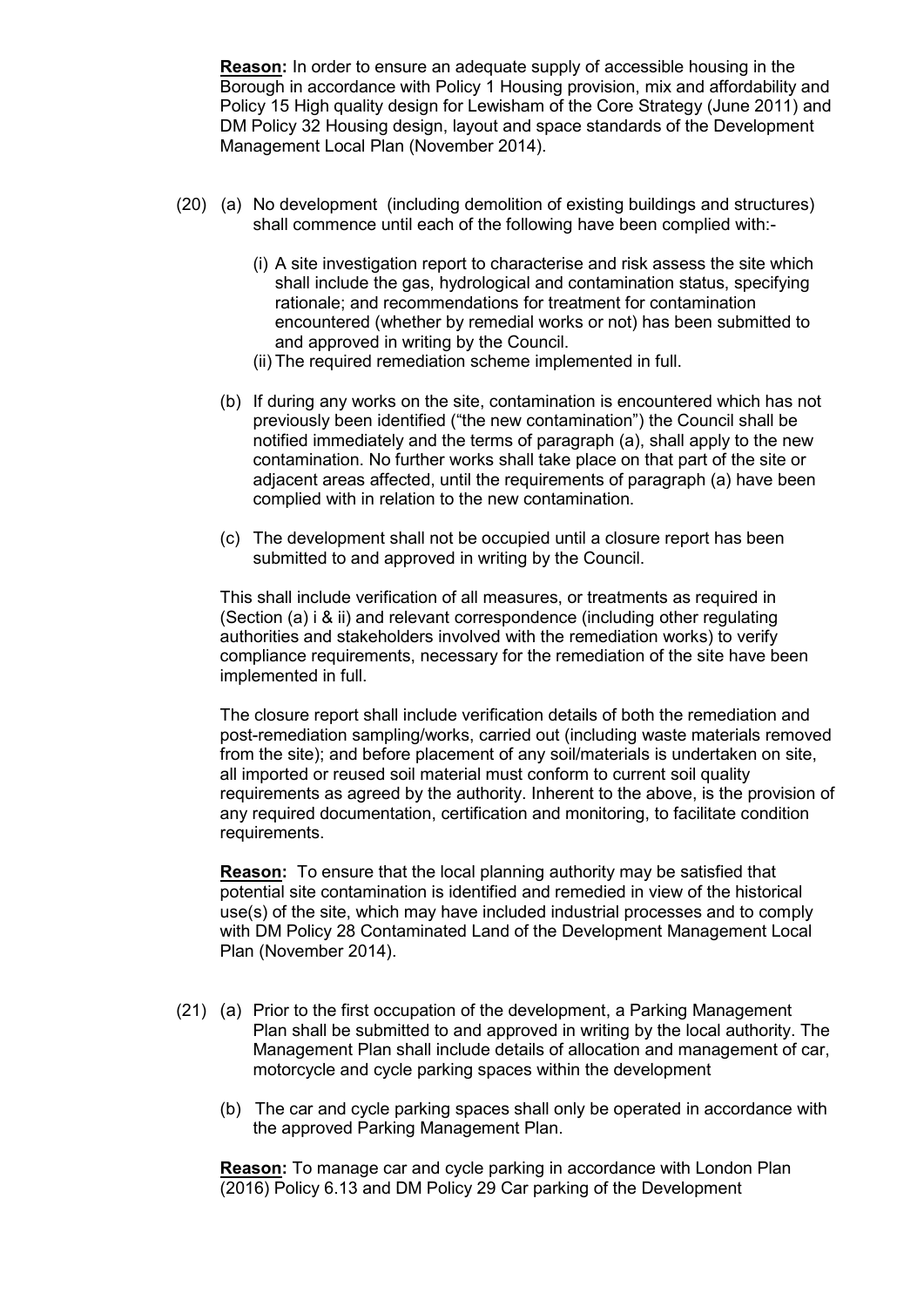**Reason:** In order to ensure an adequate supply of accessible housing in the Borough in accordance with Policy 1 Housing provision, mix and affordability and Policy 15 High quality design for Lewisham of the Core Strategy (June 2011) and DM Policy 32 Housing design, layout and space standards of the Development Management Local Plan (November 2014).

(20) (a) No development (including demolition of existing buildings and structures) shall commence until each of the following have been complied with:-

(i) A site investigation report to characterise and risk assess the site which shall include the gas, hydrological and contamination status, specifying rationale; and recommendations for treatment for contamination encountered (whether by remedial works or not) has been submitted to and approved in writing by the Council.

(ii) The required remediation scheme implemented in full.

(b) If during any works on the site, contamination is encountered which has not previously been identified ("the new contamination") the Council shall be notified immediately and the terms of paragraph (a), shall apply to the new contamination. No further works shall take place on that part of the site or adjacent areas affected, until the requirements of paragraph (a) have been complied with in relation to the new contamination.

(c) The development shall not be occupied until a closure report has been submitted to and approved in writing by the Council.

This shall include verification of all measures, or treatments as required in (Section (a) i & ii) and relevant correspondence (including other regulating authorities and stakeholders involved with the remediation works) to verify compliance requirements, necessary for the remediation of the site have been implemented in full.

The closure report shall include verification details of both the remediation and post-remediation sampling/works, carried out (including waste materials removed from the site); and before placement of any soil/materials is undertaken on site, all imported or reused soil material must conform to current soil quality requirements as agreed by the authority. Inherent to the above, is the provision of any required documentation, certification and monitoring, to facilitate condition requirements.

**Reason:** To ensure that the local planning authority may be satisfied that potential site contamination is identified and remedied in view of the historical use(s) of the site, which may have included industrial processes and to comply with DM Policy 28 Contaminated Land of the Development Management Local Plan (November 2014).

(21) (a) Prior to the first occupation of the development, a Parking Management Plan shall be submitted to and approved in writing by the local authority. The Management Plan shall include details of allocation and management of car, motorcycle and cycle parking spaces within the development

(b) The car and cycle parking spaces shall only be operated in accordance with the approved Parking Management Plan.

**Reason:** To manage car and cycle parking in accordance with London Plan (2016) Policy 6.13 and DM Policy 29 Car parking of the Development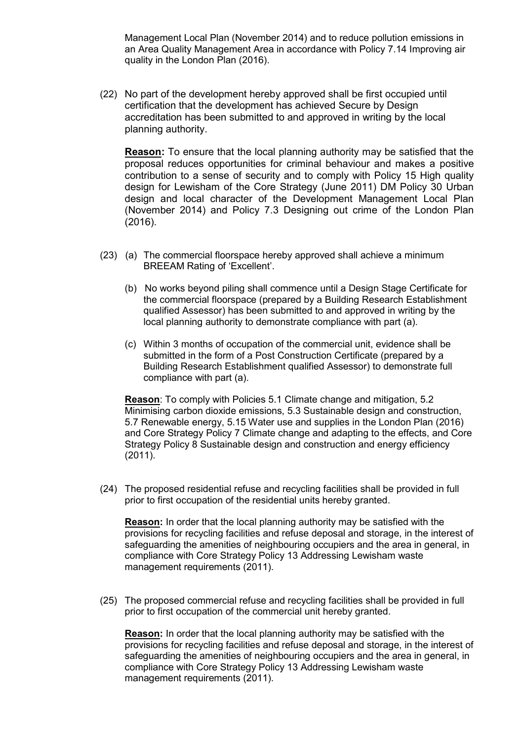Management Local Plan (November 2014) and to reduce pollution emissions in an Area Quality Management Area in accordance with Policy 7.14 Improving air quality in the London Plan (2016).

(22) No part of the development hereby approved shall be first occupied until certification that the development has achieved Secure by Design accreditation has been submitted to and approved in writing by the local planning authority.

**Reason:** To ensure that the local planning authority may be satisfied that the proposal reduces opportunities for criminal behaviour and makes a positive contribution to a sense of security and to comply with Policy 15 High quality design for Lewisham of the Core Strategy (June 2011) DM Policy 30 Urban design and local character of the Development Management Local Plan (November 2014) and Policy 7.3 Designing out crime of the London Plan (2016).

(23) (a) The commercial floorspace hereby approved shall achieve a minimum BREEAM Rating of 'Excellent'.

(b) No works beyond piling shall commence until a Design Stage Certificate for the commercial floorspace (prepared by a Building Research Establishment qualified Assessor) has been submitted to and approved in writing by the local planning authority to demonstrate compliance with part (a).

(c) Within 3 months of occupation of the commercial unit, evidence shall be submitted in the form of a Post Construction Certificate (prepared by a Building Research Establishment qualified Assessor) to demonstrate full compliance with part (a).

**Reason**: To comply with Policies 5.1 Climate change and mitigation, 5.2 Minimising carbon dioxide emissions, 5.3 Sustainable design and construction, 5.7 Renewable energy, 5.15 Water use and supplies in the London Plan (2016) and Core Strategy Policy 7 Climate change and adapting to the effects, and Core Strategy Policy 8 Sustainable design and construction and energy efficiency (2011).

(24) The proposed residential refuse and recycling facilities shall be provided in full prior to first occupation of the residential units hereby granted.

**Reason:** In order that the local planning authority may be satisfied with the provisions for recycling facilities and refuse deposal and storage, in the interest of safeguarding the amenities of neighbouring occupiers and the area in general, in compliance with Core Strategy Policy 13 Addressing Lewisham waste management requirements (2011).

(25) The proposed commercial refuse and recycling facilities shall be provided in full prior to first occupation of the commercial unit hereby granted.

**Reason:** In order that the local planning authority may be satisfied with the provisions for recycling facilities and refuse deposal and storage, in the interest of safeguarding the amenities of neighbouring occupiers and the area in general, in compliance with Core Strategy Policy 13 Addressing Lewisham waste management requirements (2011).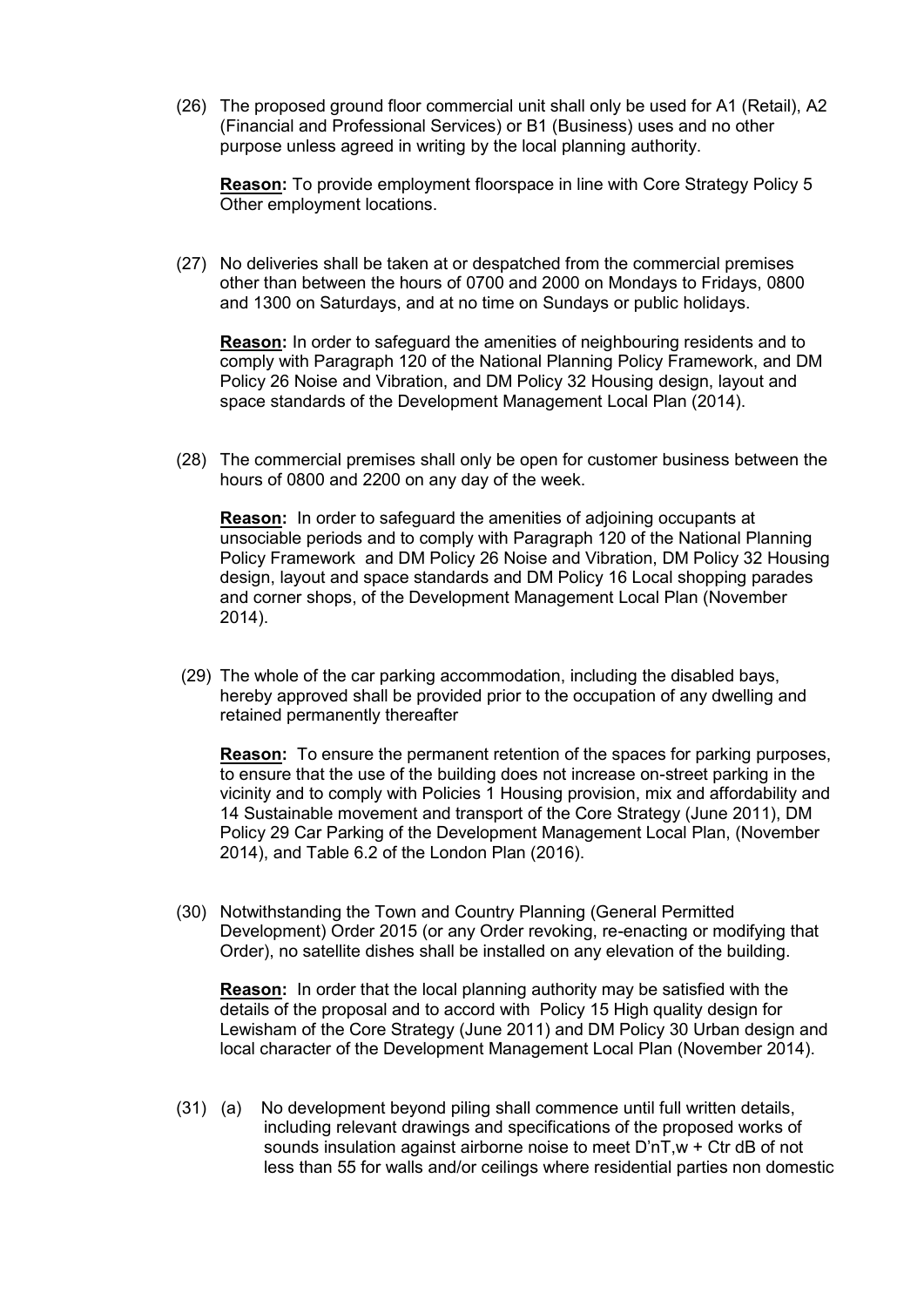(26) The proposed ground floor commercial unit shall only be used for A1 (Retail), A2 (Financial and Professional Services) or B1 (Business) uses and no other purpose unless agreed in writing by the local planning authority.

**Reason:** To provide employment floorspace in line with Core Strategy Policy 5 Other employment locations.

(27) No deliveries shall be taken at or despatched from the commercial premises other than between the hours of 0700 and 2000 on Mondays to Fridays, 0800 and 1300 on Saturdays, and at no time on Sundays or public holidays.

**Reason:** In order to safeguard the amenities of neighbouring residents and to comply with Paragraph 120 of the National Planning Policy Framework, and DM Policy 26 Noise and Vibration, and DM Policy 32 Housing design, layout and space standards of the Development Management Local Plan (2014).

(28) The commercial premises shall only be open for customer business between the hours of 0800 and 2200 on any day of the week.

**Reason:** In order to safeguard the amenities of adjoining occupants at unsociable periods and to comply with Paragraph 120 of the National Planning Policy Framework and DM Policy 26 Noise and Vibration, DM Policy 32 Housing design, layout and space standards and DM Policy 16 Local shopping parades and corner shops, of the Development Management Local Plan (November 2014).

(29) The whole of the car parking accommodation, including the disabled bays, hereby approved shall be provided prior to the occupation of any dwelling and retained permanently thereafter

**Reason:** To ensure the permanent retention of the spaces for parking purposes, to ensure that the use of the building does not increase on-street parking in the vicinity and to comply with Policies 1 Housing provision, mix and affordability and 14 Sustainable movement and transport of the Core Strategy (June 2011), DM Policy 29 Car Parking of the Development Management Local Plan, (November 2014), and Table 6.2 of the London Plan (2016).

(30) Notwithstanding the Town and Country Planning (General Permitted Development) Order 2015 (or any Order revoking, re-enacting or modifying that Order), no satellite dishes shall be installed on any elevation of the building.

**Reason:** In order that the local planning authority may be satisfied with the details of the proposal and to accord with Policy 15 High quality design for Lewisham of the Core Strategy (June 2011) and DM Policy 30 Urban design and local character of the Development Management Local Plan (November 2014).

(31) (a) No development beyond piling shall commence until full written details, including relevant drawings and specifications of the proposed works of sounds insulation against airborne noise to meet D'nT,w + Ctr dB of not less than 55 for walls and/or ceilings where residential parties non domestic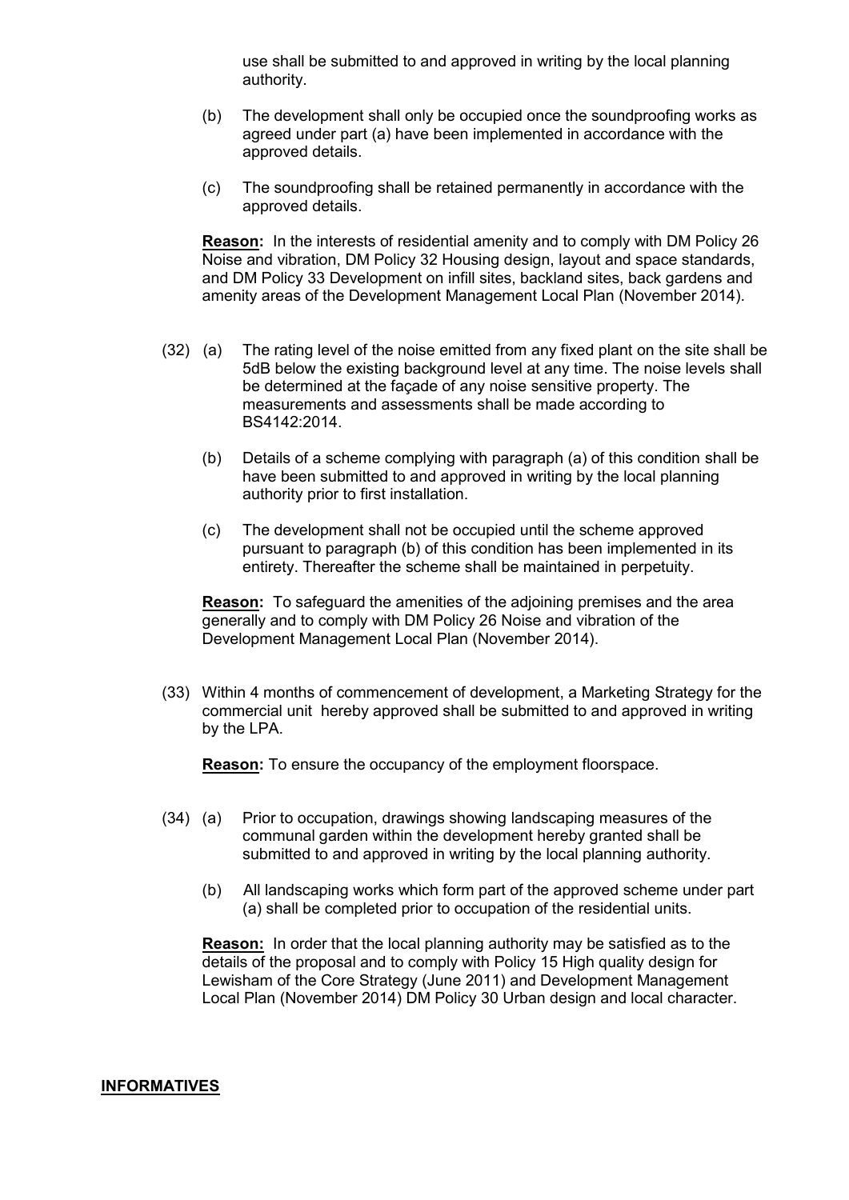use shall be submitted to and approved in writing by the local planning authority.

(b) The development shall only be occupied once the soundproofing works as agreed under part (a) have been implemented in accordance with the approved details.

(c) The soundproofing shall be retained permanently in accordance with the approved details.

**Reason:** In the interests of residential amenity and to comply with DM Policy 26 Noise and vibration, DM Policy 32 Housing design, layout and space standards, and DM Policy 33 Development on infill sites, backland sites, back gardens and amenity areas of the Development Management Local Plan (November 2014).

(32) (a) The rating level of the noise emitted from any fixed plant on the site shall be 5dB below the existing background level at any time. The noise levels shall be determined at the façade of any noise sensitive property. The measurements and assessments shall be made according to BS4142:2014.

(b) Details of a scheme complying with paragraph (a) of this condition shall be have been submitted to and approved in writing by the local planning authority prior to first installation.

(c) The development shall not be occupied until the scheme approved pursuant to paragraph (b) of this condition has been implemented in its entirety. Thereafter the scheme shall be maintained in perpetuity.

**Reason:** To safeguard the amenities of the adjoining premises and the area generally and to comply with DM Policy 26 Noise and vibration of the Development Management Local Plan (November 2014).

(33) Within 4 months of commencement of development, a Marketing Strategy for the commercial unit hereby approved shall be submitted to and approved in writing by the LPA.

**Reason:** To ensure the occupancy of the employment floorspace.

(34) (a) Prior to occupation, drawings showing landscaping measures of the communal garden within the development hereby granted shall be submitted to and approved in writing by the local planning authority.

(b) All landscaping works which form part of the approved scheme under part (a) shall be completed prior to occupation of the residential units.

**Reason:** In order that the local planning authority may be satisfied as to the details of the proposal and to comply with Policy 15 High quality design for Lewisham of the Core Strategy (June 2011) and Development Management Local Plan (November 2014) DM Policy 30 Urban design and local character.

**INFORMATIVES**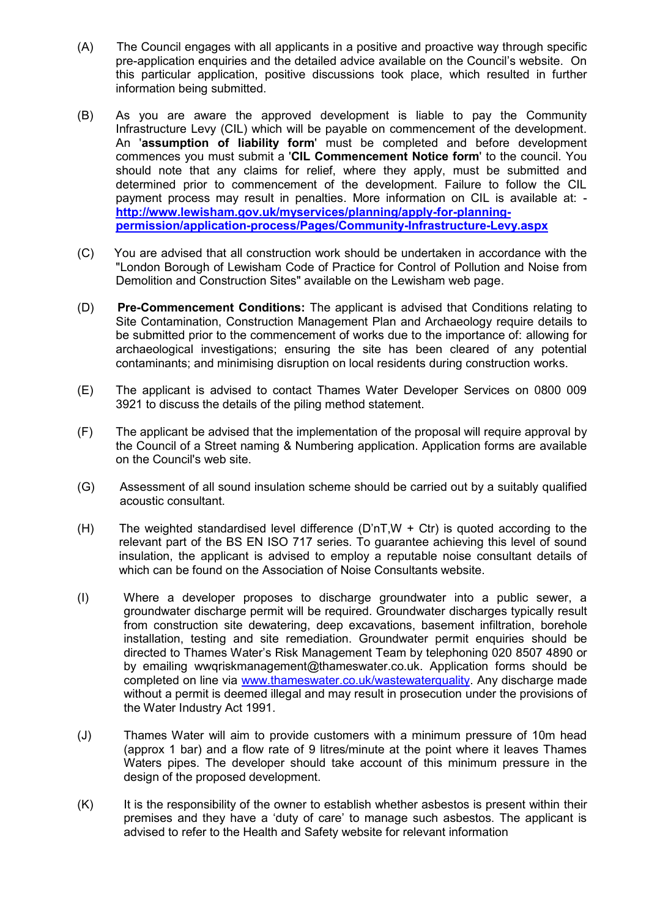(A) The Council engages with all applicants in a positive and proactive way through specific pre-application enquiries and the detailed advice available on the Council's website. On this particular application, positive discussions took place, which resulted in further information being submitted.

(B) As you are aware the approved development is liable to pay the Community Infrastructure Levy (CIL) which will be payable on commencement of the development. An '**assumption of liability form**' must be completed and before development commences you must submit a '**CIL Commencement Notice form**' to the council. You should note that any claims for relief, where they apply, must be submitted and determined prior to commencement of the development. Failure to follow the CIL payment process may result in penalties. More information on CIL is available at: - **http://www.lewisham.gov.uk/myservices/planning/apply-for-planning-permission/application-process/Pages/Community-Infrastructure-Levy.aspx**

(C) You are advised that all construction work should be undertaken in accordance with the "London Borough of Lewisham Code of Practice for Control of Pollution and Noise from Demolition and Construction Sites" available on the Lewisham web page.

(D) **Pre-Commencement Conditions:** The applicant is advised that Conditions relating to Site Contamination, Construction Management Plan and Archaeology require details to be submitted prior to the commencement of works due to the importance of: allowing for archaeological investigations; ensuring the site has been cleared of any potential contaminants; and minimising disruption on local residents during construction works.

(E) The applicant is advised to contact Thames Water Developer Services on 0800 009 3921 to discuss the details of the piling method statement.

(F) The applicant be advised that the implementation of the proposal will require approval by the Council of a Street naming & Numbering application. Application forms are available on the Council's web site.

(G) Assessment of all sound insulation scheme should be carried out by a suitably qualified acoustic consultant.

(H) The weighted standardised level difference (D'nT,W + Ctr) is quoted according to the relevant part of the BS EN ISO 717 series. To guarantee achieving this level of sound insulation, the applicant is advised to employ a reputable noise consultant details of which can be found on the Association of Noise Consultants website.

(I) Where a developer proposes to discharge groundwater into a public sewer, a groundwater discharge permit will be required. Groundwater discharges typically result from construction site dewatering, deep excavations, basement infiltration, borehole installation, testing and site remediation. Groundwater permit enquiries should be directed to Thames Water's Risk Management Team by telephoning 020 8507 4890 or by emailing wwqriskmanagement@thameswater.co.uk. Application forms should be completed on line via www.thameswater.co.uk/wastewaterquality. Any discharge made without a permit is deemed illegal and may result in prosecution under the provisions of the Water Industry Act 1991.

(J) Thames Water will aim to provide customers with a minimum pressure of 10m head (approx 1 bar) and a flow rate of 9 litres/minute at the point where it leaves Thames Waters pipes. The developer should take account of this minimum pressure in the design of the proposed development.

(K) It is the responsibility of the owner to establish whether asbestos is present within their premises and they have a 'duty of care' to manage such asbestos. The applicant is advised to refer to the Health and Safety website for relevant information